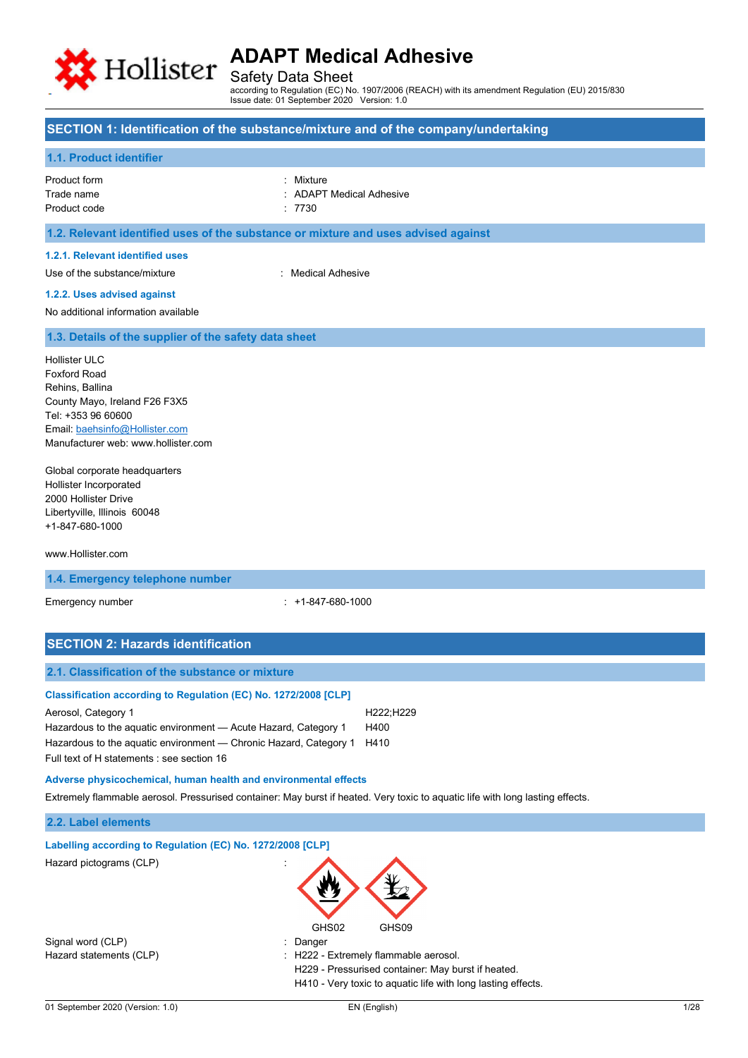# ADAPT Medical Adhesive

Safety Data Sheet

according to Regulation (EC) No. 1907/2006 (REACH) with its amendment Regulation (EU) 2015/830

Issue date: 01 September 2020 Version: 1.0

## SECTION 1: Identification of the substance/mixture and of the company/undertaking

### 1.1. Product identifier

| | |
|---|---|
| Product form | : Mixture |
| Trade name | : ADAPT Medical Adhesive |
| Product code | : 7730 |

### 1.2. Relevant identified uses of the substance or mixture and uses advised against

#### 1.2.1. Relevant identified uses

Use of the substance/mixture : Medical Adhesive

#### 1.2.2. Uses advised against

No additional information available

### 1.3. Details of the supplier of the safety data sheet

Hollister ULC
Foxford Road
Rehins, Ballina
County Mayo, Ireland F26 F3X5
Tel: +353 96 60600
Email: baehsinfo@Hollister.com
Manufacturer web: www.hollister.com

Global corporate headquarters
Hollister Incorporated
2000 Hollister Drive
Libertyville, Illinois 60048
+1-847-680-1000

www.Hollister.com

### 1.4. Emergency telephone number

Emergency number : +1-847-680-1000

## SECTION 2: Hazards identification

### 2.1. Classification of the substance or mixture

**Classification according to Regulation (EC) No. 1272/2008 [CLP]**

| | |
|---|---|
| Aerosol, Category 1 | H222;H229 |
| Hazardous to the aquatic environment — Acute Hazard, Category 1 | H400 |
| Hazardous to the aquatic environment — Chronic Hazard, Category 1 | H410 |

Full text of H statements : see section 16

**Adverse physicochemical, human health and environmental effects**

Extremely flammable aerosol. Pressurised container: May burst if heated. Very toxic to aquatic life with long lasting effects.

### 2.2. Label elements

**Labelling according to Regulation (EC) No. 1272/2008 [CLP]**

Hazard pictograms (CLP) :

GHS02 GHS09

Signal word (CLP) : Danger

Hazard statements (CLP) :
H222 - Extremely flammable aerosol.
H229 - Pressurised container: May burst if heated.
H410 - Very toxic to aquatic life with long lasting effects.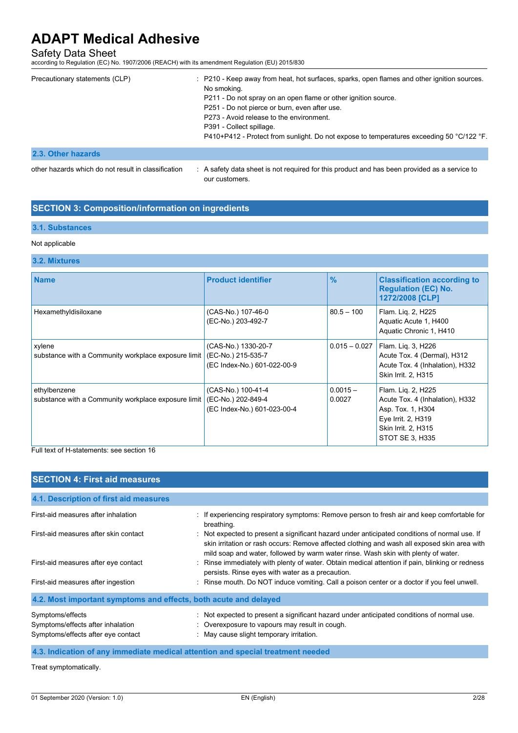| | |
|---|---|
| Precautionary statements (CLP) | : P210 - Keep away from heat, hot surfaces, sparks, open flames and other ignition sources. No smoking.<br>P211 - Do not spray on an open flame or other ignition source.<br>P251 - Do not pierce or burn, even after use.<br>P273 - Avoid release to the environment.<br>P391 - Collect spillage.<br>P410+P412 - Protect from sunlight. Do not expose to temperatures exceeding 50 °C/122 °F. |

### 2.3. Other hazards

| | |
|---|---|
| other hazards which do not result in classification | : A safety data sheet is not required for this product and has been provided as a service to our customers. |

## SECTION 3: Composition/information on ingredients

### 3.1. Substances

Not applicable

### 3.2. Mixtures

| Name | Product identifier | % | Classification according to Regulation (EC) No. 1272/2008 [CLP] |
|---|---|---|---|
| Hexamethyldisiloxane | (CAS-No.) 107-46-0<br>(EC-No.) 203-492-7 | 80.5 – 100 | Flam. Liq. 2, H225<br>Aquatic Acute 1, H400<br>Aquatic Chronic 1, H410 |
| xylene<br>substance with a Community workplace exposure limit | (CAS-No.) 1330-20-7<br>(EC-No.) 215-535-7<br>(EC Index-No.) 601-022-00-9 | 0.015 – 0.027 | Flam. Liq. 3, H226<br>Acute Tox. 4 (Dermal), H312<br>Acute Tox. 4 (Inhalation), H332<br>Skin Irrit. 2, H315 |
| ethylbenzene<br>substance with a Community workplace exposure limit | (CAS-No.) 100-41-4<br>(EC-No.) 202-849-4<br>(EC Index-No.) 601-023-00-4 | 0.0015 – 0.0027 | Flam. Liq. 2, H225<br>Acute Tox. 4 (Inhalation), H332<br>Asp. Tox. 1, H304<br>Eye Irrit. 2, H319<br>Skin Irrit. 2, H315<br>STOT SE 3, H335 |

Full text of H-statements: see section 16

## SECTION 4: First aid measures

### 4.1. Description of first aid measures

| | |
|---|---|
| First-aid measures after inhalation | : If experiencing respiratory symptoms: Remove person to fresh air and keep comfortable for breathing. |
| First-aid measures after skin contact | : Not expected to present a significant hazard under anticipated conditions of normal use. If skin irritation or rash occurs: Remove affected clothing and wash all exposed skin area with mild soap and water, followed by warm water rinse. Wash skin with plenty of water. |
| First-aid measures after eye contact | : Rinse immediately with plenty of water. Obtain medical attention if pain, blinking or redness persists. Rinse eyes with water as a precaution. |
| First-aid measures after ingestion | : Rinse mouth. Do NOT induce vomiting. Call a poison center or a doctor if you feel unwell. |

### 4.2. Most important symptoms and effects, both acute and delayed

| | |
|---|---|
| Symptoms/effects | : Not expected to present a significant hazard under anticipated conditions of normal use. |
| Symptoms/effects after inhalation | : Overexposure to vapours may result in cough. |
| Symptoms/effects after eye contact | : May cause slight temporary irritation. |

### 4.3. Indication of any immediate medical attention and special treatment needed

Treat symptomatically.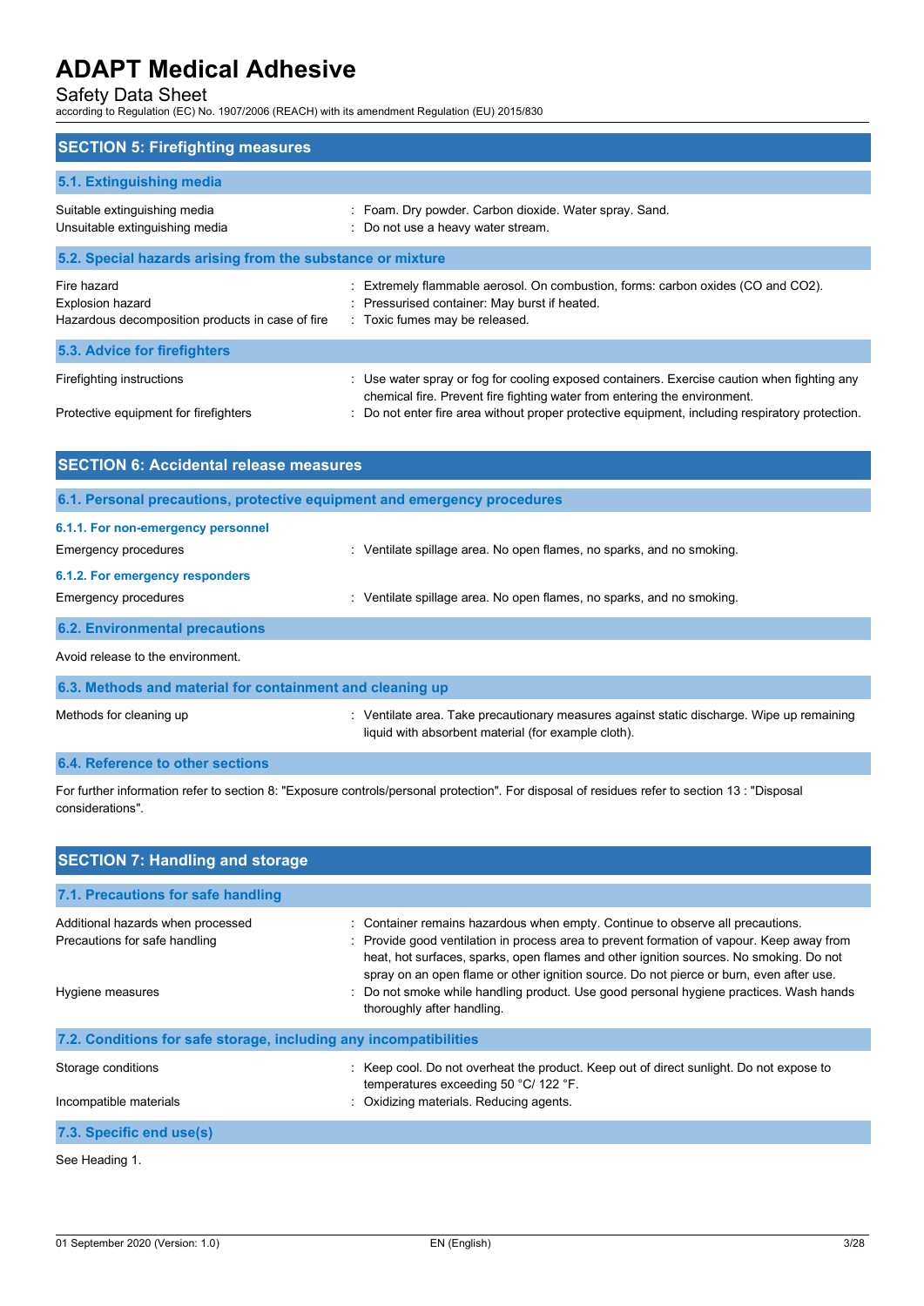## SECTION 5: Firefighting measures

### 5.1. Extinguishing media

| | |
|---|---|
| Suitable extinguishing media | : Foam. Dry powder. Carbon dioxide. Water spray. Sand. |
| Unsuitable extinguishing media | : Do not use a heavy water stream. |

### 5.2. Special hazards arising from the substance or mixture

| | |
|---|---|
| Fire hazard | : Extremely flammable aerosol. On combustion, forms: carbon oxides (CO and $CO_2$). |
| Explosion hazard | : Pressurised container: May burst if heated. |
| Hazardous decomposition products in case of fire | : Toxic fumes may be released. |

### 5.3. Advice for firefighters

| | |
|---|---|
| Firefighting instructions | : Use water spray or fog for cooling exposed containers. Exercise caution when fighting any chemical fire. Prevent fire fighting water from entering the environment. |
| Protective equipment for firefighters | : Do not enter fire area without proper protective equipment, including respiratory protection. |

## SECTION 6: Accidental release measures

### 6.1. Personal precautions, protective equipment and emergency procedures

#### 6.1.1. For non-emergency personnel

| | |
|---|---|
| Emergency procedures | : Ventilate spillage area. No open flames, no sparks, and no smoking. |

#### 6.1.2. For emergency responders

| | |
|---|---|
| Emergency procedures | : Ventilate spillage area. No open flames, no sparks, and no smoking. |

### 6.2. Environmental precautions

Avoid release to the environment.

### 6.3. Methods and material for containment and cleaning up

| | |
|---|---|
| Methods for cleaning up | : Ventilate area. Take precautionary measures against static discharge. Wipe up remaining liquid with absorbent material (for example cloth). |

### 6.4. Reference to other sections

For further information refer to section 8: "Exposure controls/personal protection". For disposal of residues refer to section 13 : "Disposal considerations".

## SECTION 7: Handling and storage

### 7.1. Precautions for safe handling

| | |
|---|---|
| Additional hazards when processed | : Container remains hazardous when empty. Continue to observe all precautions. |
| Precautions for safe handling | : Provide good ventilation in process area to prevent formation of vapour. Keep away from heat, hot surfaces, sparks, open flames and other ignition sources. No smoking. Do not spray on an open flame or other ignition source. Do not pierce or burn, even after use. |
| Hygiene measures | : Do not smoke while handling product. Use good personal hygiene practices. Wash hands thoroughly after handling. |

### 7.2. Conditions for safe storage, including any incompatibilities

| | |
|---|---|
| Storage conditions | : Keep cool. Do not overheat the product. Keep out of direct sunlight. Do not expose to temperatures exceeding 50 °C/ 122 °F. |
| Incompatible materials | : Oxidizing materials. Reducing agents. |

### 7.3. Specific end use(s)

See Heading 1.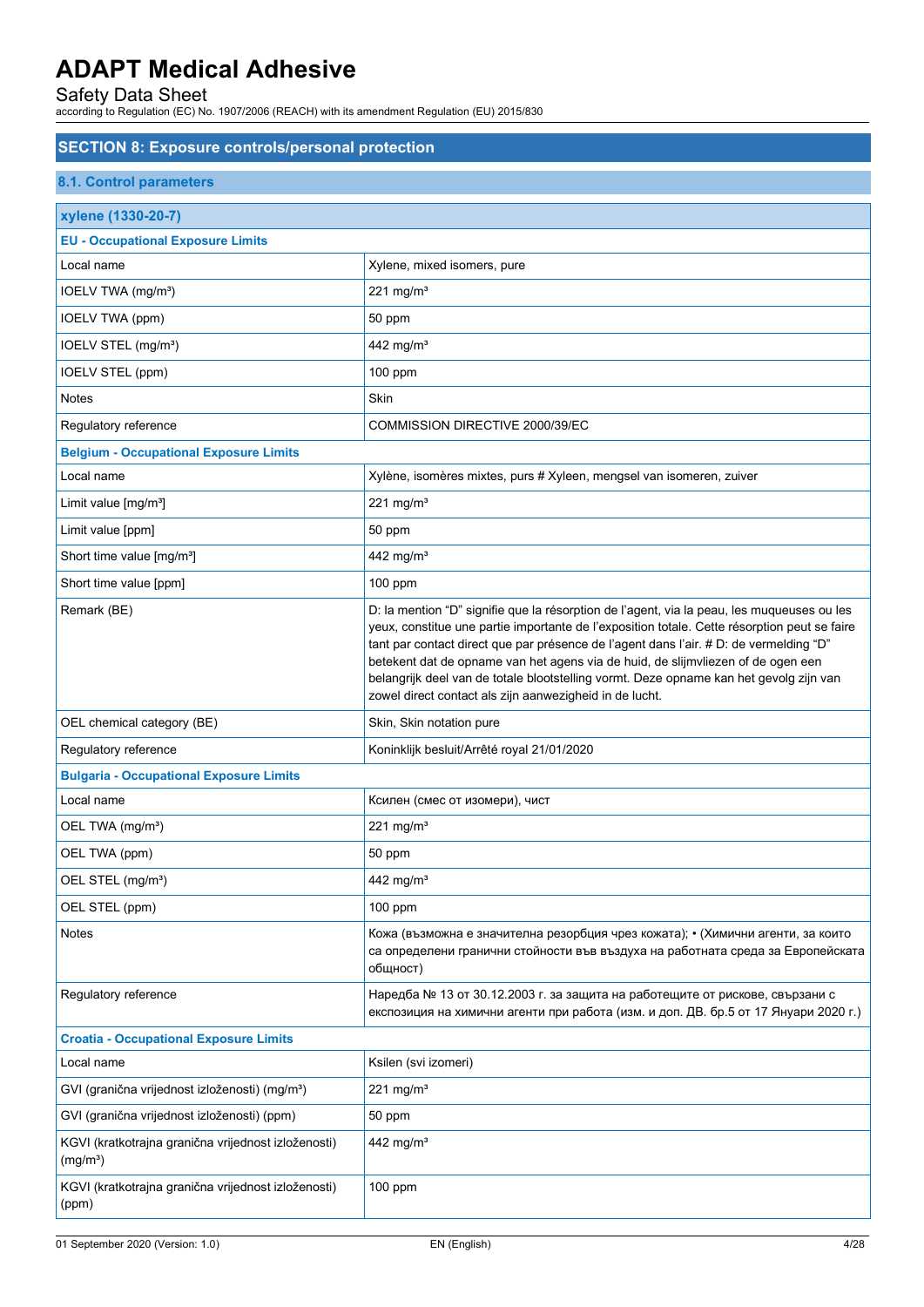## SECTION 8: Exposure controls/personal protection

### 8.1. Control parameters

| xylene (1330-20-7) | |
|---|---|
| **EU - Occupational Exposure Limits** | |
| Local name | Xylene, mixed isomers, pure |
| IOELV TWA (mg/m³) | 221 mg/m³ |
| IOELV TWA (ppm) | 50 ppm |
| IOELV STEL (mg/m³) | 442 mg/m³ |
| IOELV STEL (ppm) | 100 ppm |
| Notes | Skin |
| Regulatory reference | COMMISSION DIRECTIVE 2000/39/EC |
| **Belgium - Occupational Exposure Limits** | |
| Local name | Xylène, isomères mixtes, purs # Xyleen, mengsel van isomeren, zuiver |
| Limit value [mg/m³] | 221 mg/m³ |
| Limit value [ppm] | 50 ppm |
| Short time value [mg/m³] | 442 mg/m³ |
| Short time value [ppm] | 100 ppm |
| Remark (BE) | D: la mention "D" signifie que la résorption de l'agent, via la peau, les muqueuses ou les yeux, constitue une partie importante de l'exposition totale. Cette résorption peut se faire tant par contact direct que par présence de l'agent dans l'air. # D: de vermelding "D" betekent dat de opname van het agens via de huid, de slijmvliezen of de ogen een belangrijk deel van de totale blootstelling vormt. Deze opname kan het gevolg zijn van zowel direct contact als zijn aanwezigheid in de lucht. |
| OEL chemical category (BE) | Skin, Skin notation pure |
| Regulatory reference | Koninklijk besluit/Arrêté royal 21/01/2020 |
| **Bulgaria - Occupational Exposure Limits** | |
| Local name | Ксилен (смес от изомери), чист |
| OEL TWA (mg/m³) | 221 mg/m³ |
| OEL TWA (ppm) | 50 ppm |
| OEL STEL (mg/m³) | 442 mg/m³ |
| OEL STEL (ppm) | 100 ppm |
| Notes | Кожа (възможна е значителна резорбция чрез кожата); • (Химични агенти, за които са определени гранични стойности във въздуха на работната среда за Европейската общност) |
| Regulatory reference | Наредба № 13 от 30.12.2003 г. за защита на работещите от рискове, свързани с експозиция на химични агенти при работа (изм. и доп. ДВ. бр.5 от 17 Януари 2020 г.) |
| **Croatia - Occupational Exposure Limits** | |
| Local name | Ksilen (svi izomeri) |
| GVI (granična vrijednost izloženosti) (mg/m³) | 221 mg/m³ |
| GVI (granična vrijednost izloženosti) (ppm) | 50 ppm |
| KGVI (kratkotrajna granična vrijednost izloženosti) (mg/m³) | 442 mg/m³ |
| KGVI (kratkotrajna granična vrijednost izloženosti) (ppm) | 100 ppm |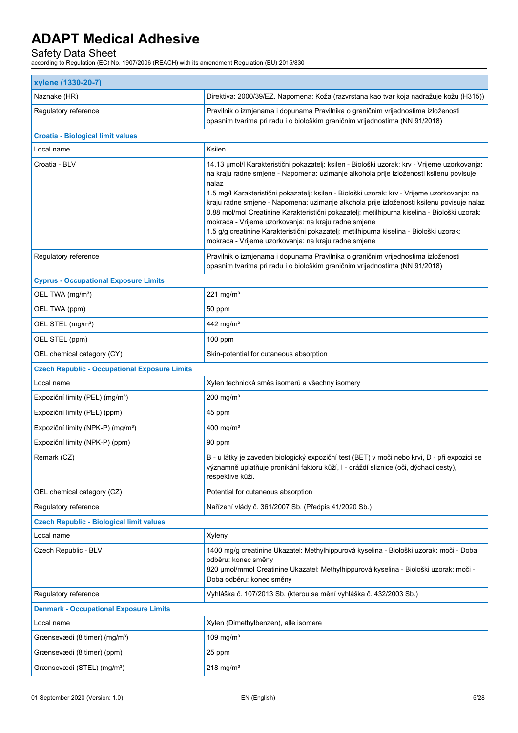| xylene (1330-20-7) | |
|---|---|
| Naznake (HR) | Direktiva: 2000/39/EZ. Napomena: Koža (razvrstana kao tvar koja nadražuje kožu (H315)) |
| Regulatory reference | Pravilnik o izmjenama i dopunama Pravilnika o graničnim vrijednostima izloženosti opasnim tvarima pri radu i o biološkim graničnim vrijednostima (NN 91/2018) |
| **Croatia - Biological limit values** | |
| Local name | Ksilen |
| Croatia - BLV | 14.13 µmol/l Karakteristični pokazatelj: ksilen - Biološki uzorak: krv - Vrijeme uzorkovanja: na kraju radne smjene - Napomena: uzimanje alkohola prije izloženosti ksilenu povisuje nalaz<br>1.5 mg/l Karakteristični pokazatelj: ksilen - Biološki uzorak: krv - Vrijeme uzorkovanja: na kraju radne smjene - Napomena: uzimanje alkohola prije izloženosti ksilenu povisuje nalaz<br>0.88 mol/mol Creatinine Karakteristični pokazatelj: metilhipurna kiselina - Biološki uzorak: mokraća - Vrijeme uzorkovanja: na kraju radne smjene<br>1.5 g/g creatinine Karakteristični pokazatelj: metilhipurna kiselina - Biološki uzorak: mokraća - Vrijeme uzorkovanja: na kraju radne smjene |
| Regulatory reference | Pravilnik o izmjenama i dopunama Pravilnika o graničnim vrijednostima izloženosti opasnim tvarima pri radu i o biološkim graničnim vrijednostima (NN 91/2018) |
| **Cyprus - Occupational Exposure Limits** | |
| OEL TWA (mg/m³) | 221 mg/m³ |
| OEL TWA (ppm) | 50 ppm |
| OEL STEL (mg/m³) | 442 mg/m³ |
| OEL STEL (ppm) | 100 ppm |
| OEL chemical category (CY) | Skin-potential for cutaneous absorption |
| **Czech Republic - Occupational Exposure Limits** | |
| Local name | Xylen technická směs isomerů a všechny isomery |
| Expoziční limity (PEL) (mg/m³) | 200 mg/m³ |
| Expoziční limity (PEL) (ppm) | 45 ppm |
| Expoziční limity (NPK-P) (mg/m³) | 400 mg/m³ |
| Expoziční limity (NPK-P) (ppm) | 90 ppm |
| Remark (CZ) | B - u látky je zaveden biologický expoziční test (BET) v moči nebo krvi, D - při expozici se významně uplatňuje pronikání faktoru kůží, I - dráždí sliznice (oči, dýchací cesty), respektive kůži. |
| OEL chemical category (CZ) | Potential for cutaneous absorption |
| Regulatory reference | Nařízení vlády č. 361/2007 Sb. (Předpis 41/2020 Sb.) |
| **Czech Republic - Biological limit values** | |
| Local name | Xyleny |
| Czech Republic - BLV | 1400 mg/g creatinine Ukazatel: Methylhippurová kyselina - Biološki uzorak: moči - Doba odběru: konec směny<br>820 µmol/mmol Creatinine Ukazatel: Methylhippurová kyselina - Biološki uzorak: moči - Doba odběru: konec směny |
| Regulatory reference | Vyhláška č. 107/2013 Sb. (kterou se mění vyhláška č. 432/2003 Sb.) |
| **Denmark - Occupational Exposure Limits** | |
| Local name | Xylen (Dimethylbenzen), alle isomere |
| Grænseværdi (8 timer) (mg/m³) | 109 mg/m³ |
| Grænseværdi (8 timer) (ppm) | 25 ppm |
| Grænseværdi (STEL) (mg/m³) | 218 mg/m³ |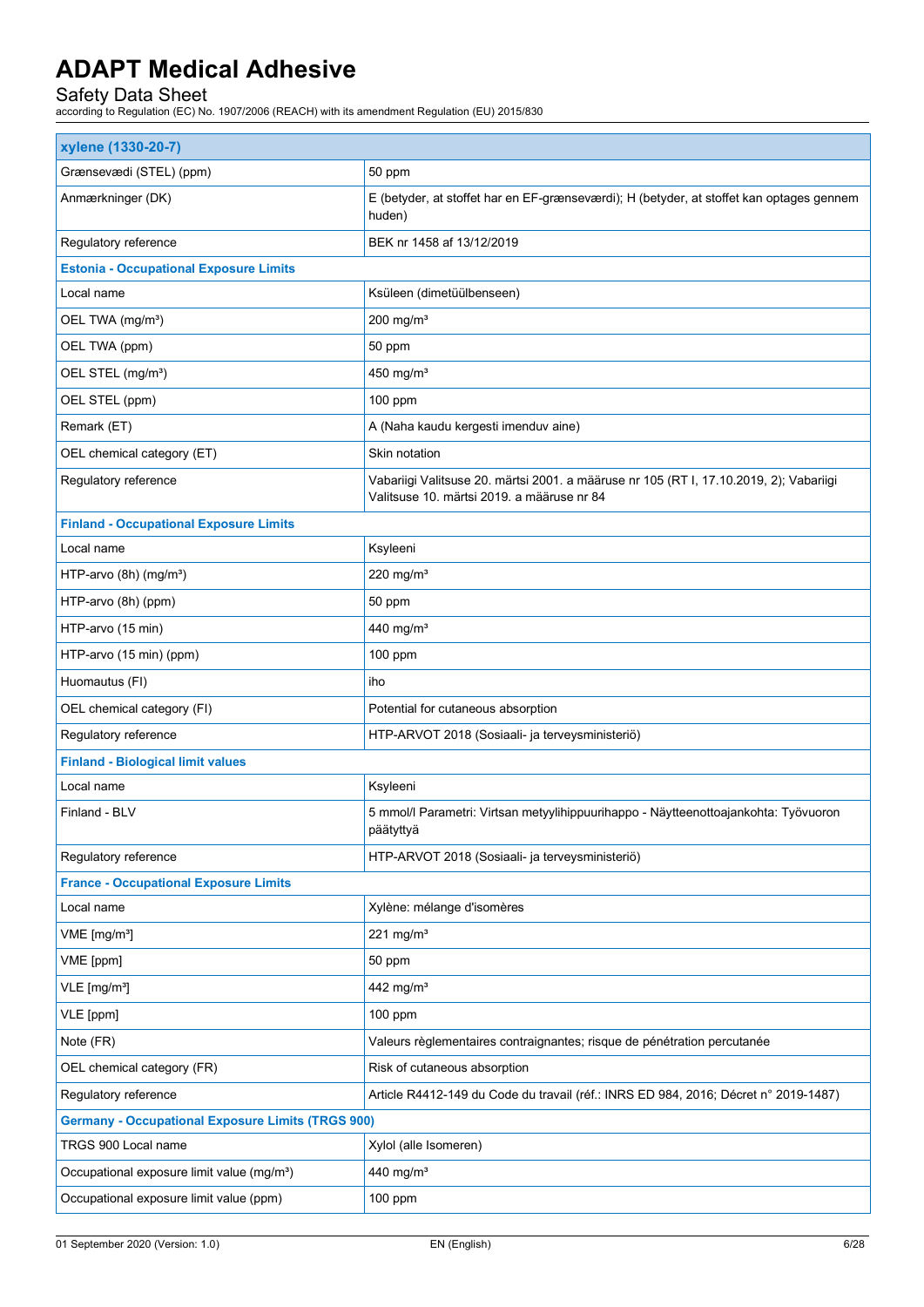| xylene (1330-20-7) | |
|---|---|
| Grænseværdi (STEL) (ppm) | 50 ppm |
| Anmærkninger (DK) | E (betyder, at stoffet har en EF-grænseværdi); H (betyder, at stoffet kan optages gennem huden) |
| Regulatory reference | BEK nr 1458 af 13/12/2019 |
| **Estonia - Occupational Exposure Limits** | |
| Local name | Ksüleen (dimetüülbenseen) |
| OEL TWA (mg/m³) | 200 mg/m³ |
| OEL TWA (ppm) | 50 ppm |
| OEL STEL (mg/m³) | 450 mg/m³ |
| OEL STEL (ppm) | 100 ppm |
| Remark (ET) | A (Naha kaudu kergesti imenduv aine) |
| OEL chemical category (ET) | Skin notation |
| Regulatory reference | Vabariigi Valitsuse 20. märtsi 2001. a määruse nr 105 (RT I, 17.10.2019, 2); Vabariigi Valitsuse 10. märtsi 2019. a määruse nr 84 |
| **Finland - Occupational Exposure Limits** | |
| Local name | Ksyleeni |
| HTP-arvo (8h) (mg/m³) | 220 mg/m³ |
| HTP-arvo (8h) (ppm) | 50 ppm |
| HTP-arvo (15 min) | 440 mg/m³ |
| HTP-arvo (15 min) (ppm) | 100 ppm |
| Huomautus (FI) | iho |
| OEL chemical category (FI) | Potential for cutaneous absorption |
| Regulatory reference | HTP-ARVOT 2018 (Sosiaali- ja terveysministeriö) |
| **Finland - Biological limit values** | |
| Local name | Ksyleeni |
| Finland - BLV | 5 mmol/l Parametri: Virtsan metyylihippuurihappo - Näytteenottoajankohta: Työvuoron päätyttyä |
| Regulatory reference | HTP-ARVOT 2018 (Sosiaali- ja terveysministeriö) |
| **France - Occupational Exposure Limits** | |
| Local name | Xylène: mélange d'isomères |
| VME [mg/m³] | 221 mg/m³ |
| VME [ppm] | 50 ppm |
| VLE [mg/m³] | 442 mg/m³ |
| VLE [ppm] | 100 ppm |
| Note (FR) | Valeurs règlementaires contraignantes; risque de pénétration percutanée |
| OEL chemical category (FR) | Risk of cutaneous absorption |
| Regulatory reference | Article R4412-149 du Code du travail (réf.: INRS ED 984, 2016; Décret n° 2019-1487) |
| **Germany - Occupational Exposure Limits (TRGS 900)** | |
| TRGS 900 Local name | Xylol (alle Isomeren) |
| Occupational exposure limit value (mg/m³) | 440 mg/m³ |
| Occupational exposure limit value (ppm) | 100 ppm |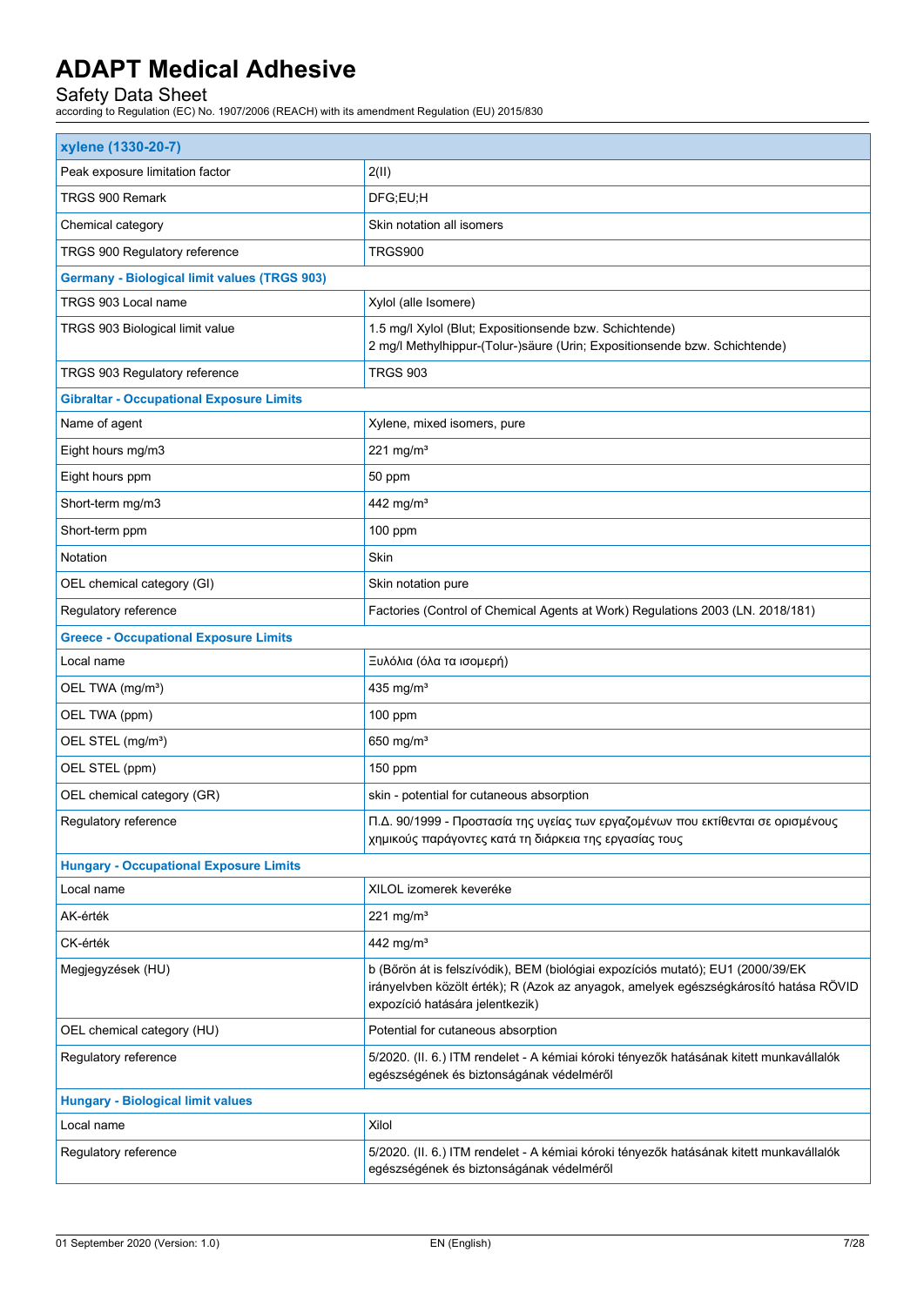| xylene (1330-20-7) | |
|---|---|
| Peak exposure limitation factor | 2(II) |
| TRGS 900 Remark | DFG;EU;H |
| Chemical category | Skin notation all isomers |
| TRGS 900 Regulatory reference | TRGS900 |
| **Germany - Biological limit values (TRGS 903)** | |
| TRGS 903 Local name | Xylol (alle Isomere) |
| TRGS 903 Biological limit value | 1.5 mg/l Xylol (Blut; Expositionsende bzw. Schichtende)<br>2 mg/l Methylhippur-(Tolur-)säure (Urin; Expositionsende bzw. Schichtende) |
| TRGS 903 Regulatory reference | TRGS 903 |
| **Gibraltar - Occupational Exposure Limits** | |
| Name of agent | Xylene, mixed isomers, pure |
| Eight hours mg/m3 | 221 mg/m³ |
| Eight hours ppm | 50 ppm |
| Short-term mg/m3 | 442 mg/m³ |
| Short-term ppm | 100 ppm |
| Notation | Skin |
| OEL chemical category (GI) | Skin notation pure |
| Regulatory reference | Factories (Control of Chemical Agents at Work) Regulations 2003 (LN. 2018/181) |
| **Greece - Occupational Exposure Limits** | |
| Local name | Ξυλόλια (όλα τα ισομερή) |
| OEL TWA (mg/m³) | 435 mg/m³ |
| OEL TWA (ppm) | 100 ppm |
| OEL STEL (mg/m³) | 650 mg/m³ |
| OEL STEL (ppm) | 150 ppm |
| OEL chemical category (GR) | skin - potential for cutaneous absorption |
| Regulatory reference | Π.Δ. 90/1999 - Προστασία της υγείας των εργαζομένων που εκτίθενται σε ορισμένους χημικούς παράγοντες κατά τη διάρκεια της εργασίας τους |
| **Hungary - Occupational Exposure Limits** | |
| Local name | XILOL izomerek keveréke |
| AK-érték | 221 mg/m³ |
| CK-érték | 442 mg/m³ |
| Megjegyzések (HU) | b (Bőrön át is felszívódik), BEM (biológiai expozíciós mutató); EU1 (2000/39/EK irányelvben közölt érték); R (Azok az anyagok, amelyek egészségkárosító hatása RÖVID expozíció hatására jelentkezik) |
| OEL chemical category (HU) | Potential for cutaneous absorption |
| Regulatory reference | 5/2020. (II. 6.) ITM rendelet - A kémiai kóroki tényezők hatásának kitett munkavállalók egészségének és biztonságának védelméről |
| **Hungary - Biological limit values** | |
| Local name | Xilol |
| Regulatory reference | 5/2020. (II. 6.) ITM rendelet - A kémiai kóroki tényezők hatásának kitett munkavállalók egészségének és biztonságának védelméről |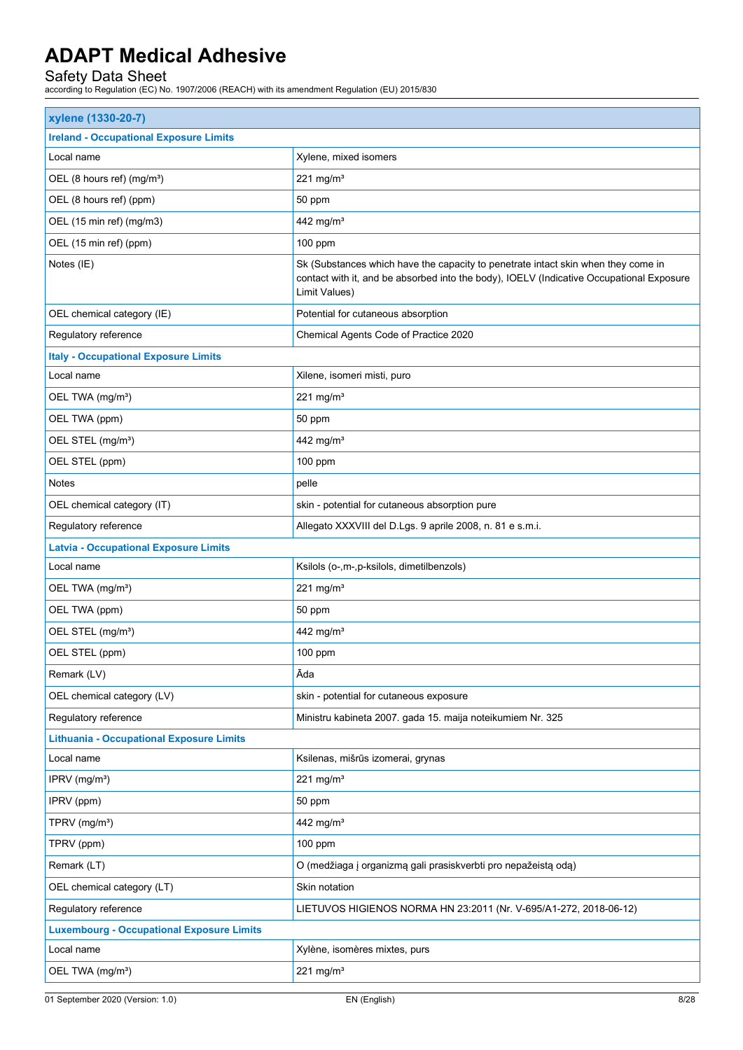| xylene (1330-20-7) | |
|---|---|
| **Ireland - Occupational Exposure Limits** | |
| Local name | Xylene, mixed isomers |
| OEL (8 hours ref) (mg/m³) | 221 mg/m³ |
| OEL (8 hours ref) (ppm) | 50 ppm |
| OEL (15 min ref) (mg/m3) | 442 mg/m³ |
| OEL (15 min ref) (ppm) | 100 ppm |
| Notes (IE) | Sk (Substances which have the capacity to penetrate intact skin when they come in contact with it, and be absorbed into the body), IOELV (Indicative Occupational Exposure Limit Values) |
| OEL chemical category (IE) | Potential for cutaneous absorption |
| Regulatory reference | Chemical Agents Code of Practice 2020 |
| **Italy - Occupational Exposure Limits** | |
| Local name | Xilene, isomeri misti, puro |
| OEL TWA (mg/m³) | 221 mg/m³ |
| OEL TWA (ppm) | 50 ppm |
| OEL STEL (mg/m³) | 442 mg/m³ |
| OEL STEL (ppm) | 100 ppm |
| Notes | pelle |
| OEL chemical category (IT) | skin - potential for cutaneous absorption pure |
| Regulatory reference | Allegato XXXVIII del D.Lgs. 9 aprile 2008, n. 81 e s.m.i. |
| **Latvia - Occupational Exposure Limits** | |
| Local name | Ksilols (o-,m-,p-ksilols, dimetilbenzols) |
| OEL TWA (mg/m³) | 221 mg/m³ |
| OEL TWA (ppm) | 50 ppm |
| OEL STEL (mg/m³) | 442 mg/m³ |
| OEL STEL (ppm) | 100 ppm |
| Remark (LV) | Āda |
| OEL chemical category (LV) | skin - potential for cutaneous exposure |
| Regulatory reference | Ministru kabineta 2007. gada 15. maija noteikumiem Nr. 325 |
| **Lithuania - Occupational Exposure Limits** | |
| Local name | Ksilenas, mišrūs izomerai, grynas |
| IPRV (mg/m³) | 221 mg/m³ |
| IPRV (ppm) | 50 ppm |
| TPRV (mg/m³) | 442 mg/m³ |
| TPRV (ppm) | 100 ppm |
| Remark (LT) | O (medžiaga į organizmą gali prasiskverbti pro nepažeistą odą) |
| OEL chemical category (LT) | Skin notation |
| Regulatory reference | LIETUVOS HIGIENOS NORMA HN 23:2011 (Nr. V-695/A1-272, 2018-06-12) |
| **Luxembourg - Occupational Exposure Limits** | |
| Local name | Xylène, isomères mixtes, purs |
| OEL TWA (mg/m³) | 221 mg/m³ |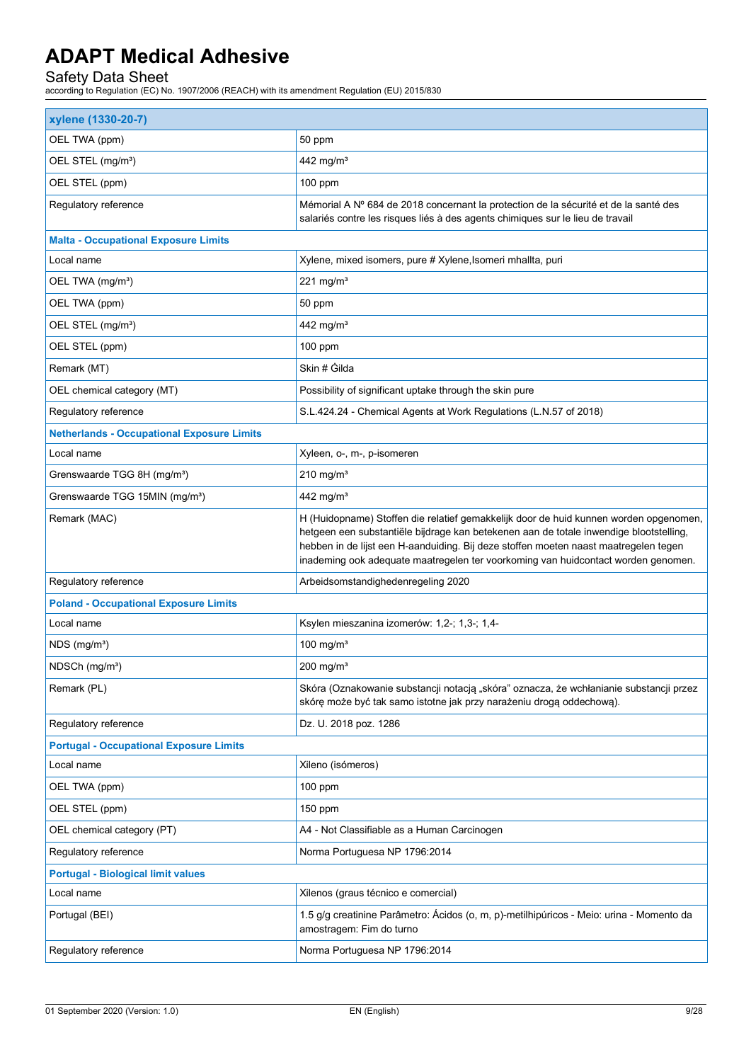| xylene (1330-20-7) | |
|---|---|
| OEL TWA (ppm) | 50 ppm |
| OEL STEL (mg/m³) | 442 mg/m³ |
| OEL STEL (ppm) | 100 ppm |
| Regulatory reference | Mémorial A Nº 684 de 2018 concernant la protection de la sécurité et de la santé des salariés contre les risques liés à des agents chimiques sur le lieu de travail |
| **Malta - Occupational Exposure Limits** | |
| Local name | Xylene, mixed isomers, pure # Xylene,Isomeri mhallta, puri |
| OEL TWA (mg/m³) | 221 mg/m³ |
| OEL TWA (ppm) | 50 ppm |
| OEL STEL (mg/m³) | 442 mg/m³ |
| OEL STEL (ppm) | 100 ppm |
| Remark (MT) | Skin # Ġilda |
| OEL chemical category (MT) | Possibility of significant uptake through the skin pure |
| Regulatory reference | S.L.424.24 - Chemical Agents at Work Regulations (L.N.57 of 2018) |
| **Netherlands - Occupational Exposure Limits** | |
| Local name | Xyleen, o-, m-, p-isomeren |
| Grenswaarde TGG 8H (mg/m³) | 210 mg/m³ |
| Grenswaarde TGG 15MIN (mg/m³) | 442 mg/m³ |
| Remark (MAC) | H (Huidopname) Stoffen die relatief gemakkelijk door de huid kunnen worden opgenomen, hetgeen een substantiële bijdrage kan betekenen aan de totale inwendige blootstelling, hebben in de lijst een H-aanduiding. Bij deze stoffen moeten naast maatregelen tegen inademing ook adequate maatregelen ter voorkoming van huidcontact worden genomen. |
| Regulatory reference | Arbeidsomstandighedenregeling 2020 |
| **Poland - Occupational Exposure Limits** | |
| Local name | Ksylen mieszanina izomerów: 1,2-; 1,3-; 1,4- |
| NDS (mg/m³) | 100 mg/m³ |
| NDSCh (mg/m³) | 200 mg/m³ |
| Remark (PL) | Skóra (Oznakowanie substancji notacją „skóra" oznacza, że wchłanianie substancji przez skórę może być tak samo istotne jak przy narażeniu drogą oddechową). |
| Regulatory reference | Dz. U. 2018 poz. 1286 |
| **Portugal - Occupational Exposure Limits** | |
| Local name | Xileno (isómeros) |
| OEL TWA (ppm) | 100 ppm |
| OEL STEL (ppm) | 150 ppm |
| OEL chemical category (PT) | A4 - Not Classifiable as a Human Carcinogen |
| Regulatory reference | Norma Portuguesa NP 1796:2014 |
| **Portugal - Biological limit values** | |
| Local name | Xilenos (graus técnico e comercial) |
| Portugal (BEI) | 1.5 g/g creatinine Parâmetro: Ácidos (o, m, p)-metilhipúricos - Meio: urina - Momento da amostragem: Fim do turno |
| Regulatory reference | Norma Portuguesa NP 1796:2014 |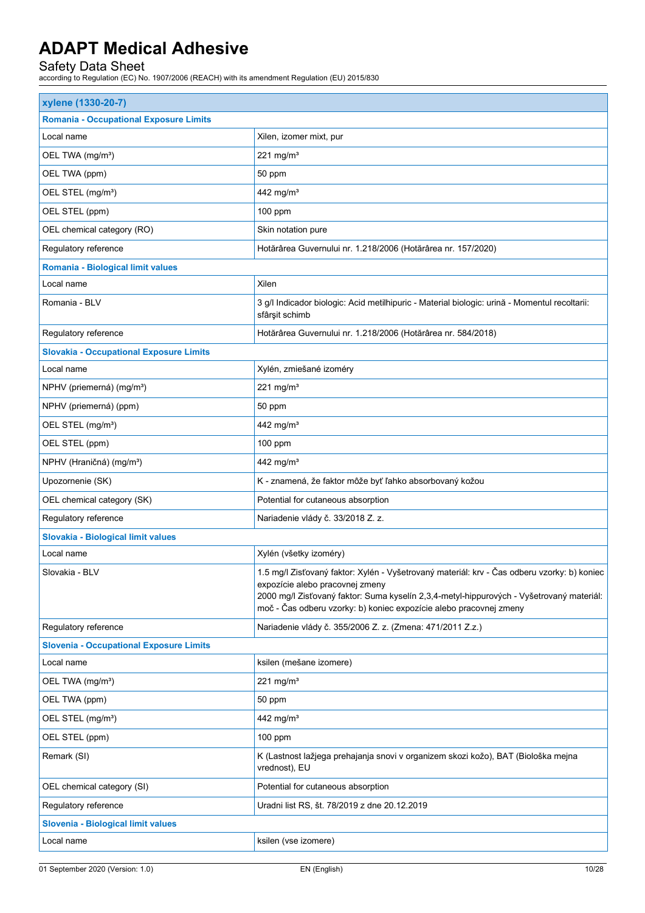| xylene (1330-20-7) | |
|---|---|
| **Romania - Occupational Exposure Limits** | |
| Local name | Xilen, izomer mixt, pur |
| OEL TWA (mg/m³) | 221 mg/m³ |
| OEL TWA (ppm) | 50 ppm |
| OEL STEL (mg/m³) | 442 mg/m³ |
| OEL STEL (ppm) | 100 ppm |
| OEL chemical category (RO) | Skin notation pure |
| Regulatory reference | Hotărârea Guvernului nr. 1.218/2006 (Hotărârea nr. 157/2020) |
| **Romania - Biological limit values** | |
| Local name | Xilen |
| Romania - BLV | 3 g/l Indicador biologic: Acid metilhipuric - Material biologic: urină - Momentul recoltarii: sfârşit schimb |
| Regulatory reference | Hotărârea Guvernului nr. 1.218/2006 (Hotărârea nr. 584/2018) |
| **Slovakia - Occupational Exposure Limits** | |
| Local name | Xylén, zmiešané izoméry |
| NPHV (priemerná) (mg/m³) | 221 mg/m³ |
| NPHV (priemerná) (ppm) | 50 ppm |
| OEL STEL (mg/m³) | 442 mg/m³ |
| OEL STEL (ppm) | 100 ppm |
| NPHV (Hraničná) (mg/m³) | 442 mg/m³ |
| Upozornenie (SK) | K - znamená, že faktor môže byť ľahko absorbovaný kožou |
| OEL chemical category (SK) | Potential for cutaneous absorption |
| Regulatory reference | Nariadenie vlády č. 33/2018 Z. z. |
| **Slovakia - Biological limit values** | |
| Local name | Xylén (všetky izoméry) |
| Slovakia - BLV | 1.5 mg/l Zisťovaný faktor: Xylén - Vyšetrovaný materiál: krv - Čas odberu vzorky: b) koniec expozície alebo pracovnej zmeny<br>2000 mg/l Zisťovaný faktor: Suma kyselín 2,3,4-metyl-hippurových - Vyšetrovaný materiál: moč - Čas odberu vzorky: b) koniec expozície alebo pracovnej zmeny |
| Regulatory reference | Nariadenie vlády č. 355/2006 Z. z. (Zmena: 471/2011 Z.z.) |
| **Slovenia - Occupational Exposure Limits** | |
| Local name | ksilen (mešane izomere) |
| OEL TWA (mg/m³) | 221 mg/m³ |
| OEL TWA (ppm) | 50 ppm |
| OEL STEL (mg/m³) | 442 mg/m³ |
| OEL STEL (ppm) | 100 ppm |
| Remark (SI) | K (Lastnost lažjega prehajanja snovi v organizem skozi kožo), BAT (Biološka mejna vrednost), EU |
| OEL chemical category (SI) | Potential for cutaneous absorption |
| Regulatory reference | Uradni list RS, št. 78/2019 z dne 20.12.2019 |
| **Slovenia - Biological limit values** | |
| Local name | ksilen (vse izomere) |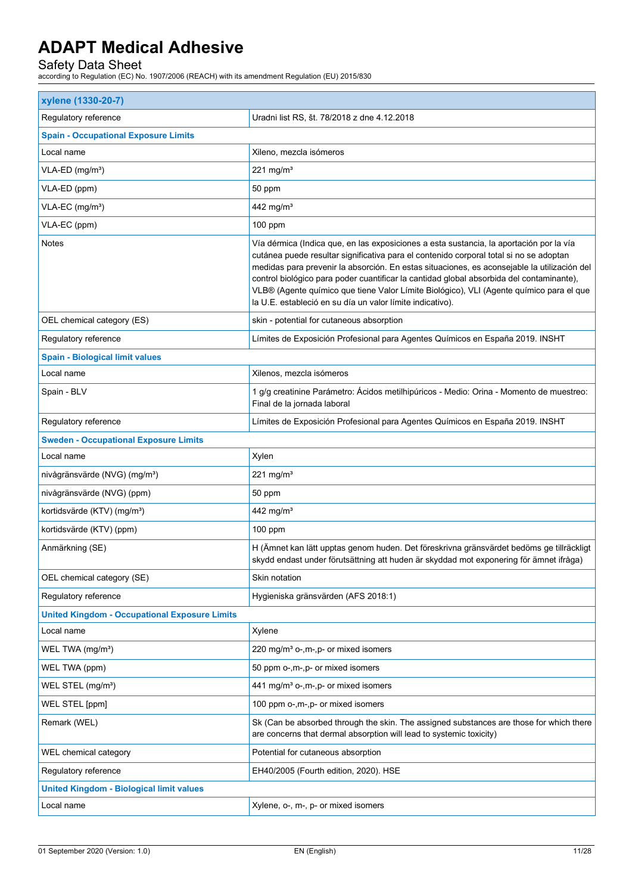| xylene (1330-20-7) | |
|---|---|
| Regulatory reference | Uradni list RS, št. 78/2018 z dne 4.12.2018 |
| **Spain - Occupational Exposure Limits** | |
| Local name | Xileno, mezcla isómeros |
| VLA-ED (mg/m³) | 221 mg/m³ |
| VLA-ED (ppm) | 50 ppm |
| VLA-EC (mg/m³) | 442 mg/m³ |
| VLA-EC (ppm) | 100 ppm |
| Notes | Vía dérmica (Indica que, en las exposiciones a esta sustancia, la aportación por la vía cutánea puede resultar significativa para el contenido corporal total si no se adoptan medidas para prevenir la absorción. En estas situaciones, es aconsejable la utilización del control biológico para poder cuantificar la cantidad global absorbida del contaminante), VLB® (Agente químico que tiene Valor Límite Biológico), VLI (Agente químico para el que la U.E. estableció en su día un valor límite indicativo). |
| OEL chemical category (ES) | skin - potential for cutaneous absorption |
| Regulatory reference | Límites de Exposición Profesional para Agentes Químicos en España 2019. INSHT |
| **Spain - Biological limit values** | |
| Local name | Xilenos, mezcla isómeros |
| Spain - BLV | 1 g/g creatinine Parámetro: Ácidos metilhipúricos - Medio: Orina - Momento de muestreo: Final de la jornada laboral |
| Regulatory reference | Límites de Exposición Profesional para Agentes Químicos en España 2019. INSHT |
| **Sweden - Occupational Exposure Limits** | |
| Local name | Xylen |
| nivågränsvärde (NVG) (mg/m³) | 221 mg/m³ |
| nivågränsvärde (NVG) (ppm) | 50 ppm |
| kortidsvärde (KTV) (mg/m³) | 442 mg/m³ |
| kortidsvärde (KTV) (ppm) | 100 ppm |
| Anmärkning (SE) | H (Ämnet kan lätt upptas genom huden. Det föreskrivna gränsvärdet bedöms ge tillräckligt skydd endast under förutsättning att huden är skyddad mot exponering för ämnet ifråga) |
| OEL chemical category (SE) | Skin notation |
| Regulatory reference | Hygieniska gränsvärden (AFS 2018:1) |
| **United Kingdom - Occupational Exposure Limits** | |
| Local name | Xylene |
| WEL TWA (mg/m³) | 220 mg/m³ o-,m-,p- or mixed isomers |
| WEL TWA (ppm) | 50 ppm o-,m-,p- or mixed isomers |
| WEL STEL (mg/m³) | 441 mg/m³ o-,m-,p- or mixed isomers |
| WEL STEL [ppm] | 100 ppm o-,m-,p- or mixed isomers |
| Remark (WEL) | Sk (Can be absorbed through the skin. The assigned substances are those for which there are concerns that dermal absorption will lead to systemic toxicity) |
| WEL chemical category | Potential for cutaneous absorption |
| Regulatory reference | EH40/2005 (Fourth edition, 2020). HSE |
| **United Kingdom - Biological limit values** | |
| Local name | Xylene, o-, m-, p- or mixed isomers |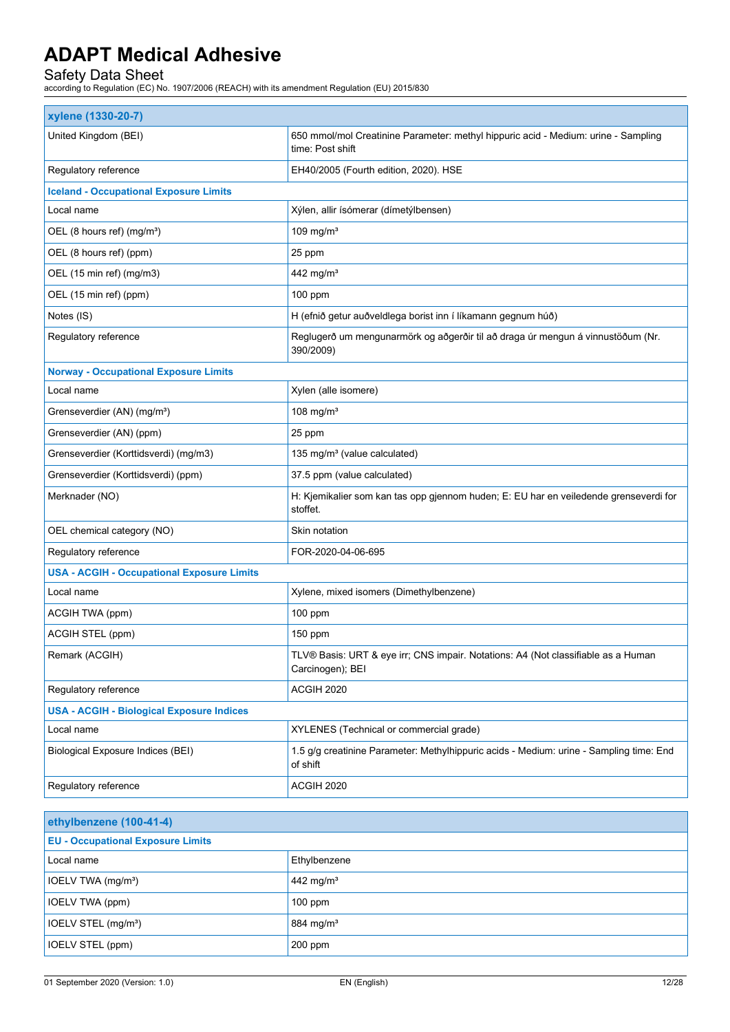| xylene (1330-20-7) | |
|---|---|
| United Kingdom (BEI) | 650 mmol/mol Creatinine Parameter: methyl hippuric acid - Medium: urine - Sampling time: Post shift |
| Regulatory reference | EH40/2005 (Fourth edition, 2020). HSE |
| **Iceland - Occupational Exposure Limits** | |
| Local name | Xýlen, allir ísómerar (dímetýlbensen) |
| OEL (8 hours ref) (mg/m³) | 109 mg/m³ |
| OEL (8 hours ref) (ppm) | 25 ppm |
| OEL (15 min ref) (mg/m3) | 442 mg/m³ |
| OEL (15 min ref) (ppm) | 100 ppm |
| Notes (IS) | H (efnið getur auðveldlega borist inn í líkamann gegnum húð) |
| Regulatory reference | Reglugerð um mengunarmörk og aðgerðir til að draga úr mengun á vinnustöðum (Nr. 390/2009) |
| **Norway - Occupational Exposure Limits** | |
| Local name | Xylen (alle isomere) |
| Grenseverdier (AN) (mg/m³) | 108 mg/m³ |
| Grenseverdier (AN) (ppm) | 25 ppm |
| Grenseverdier (Korttidsverdi) (mg/m3) | 135 mg/m³ (value calculated) |
| Grenseverdier (Korttidsverdi) (ppm) | 37.5 ppm (value calculated) |
| Merknader (NO) | H: Kjemikalier som kan tas opp gjennom huden; E: EU har en veiledende grenseverdi for stoffet. |
| OEL chemical category (NO) | Skin notation |
| Regulatory reference | FOR-2020-04-06-695 |
| **USA - ACGIH - Occupational Exposure Limits** | |
| Local name | Xylene, mixed isomers (Dimethylbenzene) |
| ACGIH TWA (ppm) | 100 ppm |
| ACGIH STEL (ppm) | 150 ppm |
| Remark (ACGIH) | TLV® Basis: URT & eye irr; CNS impair. Notations: A4 (Not classifiable as a Human Carcinogen); BEI |
| Regulatory reference | ACGIH 2020 |
| **USA - ACGIH - Biological Exposure Indices** | |
| Local name | XYLENES (Technical or commercial grade) |
| Biological Exposure Indices (BEI) | 1.5 g/g creatinine Parameter: Methylhippuric acids - Medium: urine - Sampling time: End of shift |
| Regulatory reference | ACGIH 2020 |

| ethylbenzene (100-41-4) | |
|---|---|
| **EU - Occupational Exposure Limits** | |
| Local name | Ethylbenzene |
| IOELV TWA (mg/m³) | 442 mg/m³ |
| IOELV TWA (ppm) | 100 ppm |
| IOELV STEL (mg/m³) | 884 mg/m³ |
| IOELV STEL (ppm) | 200 ppm |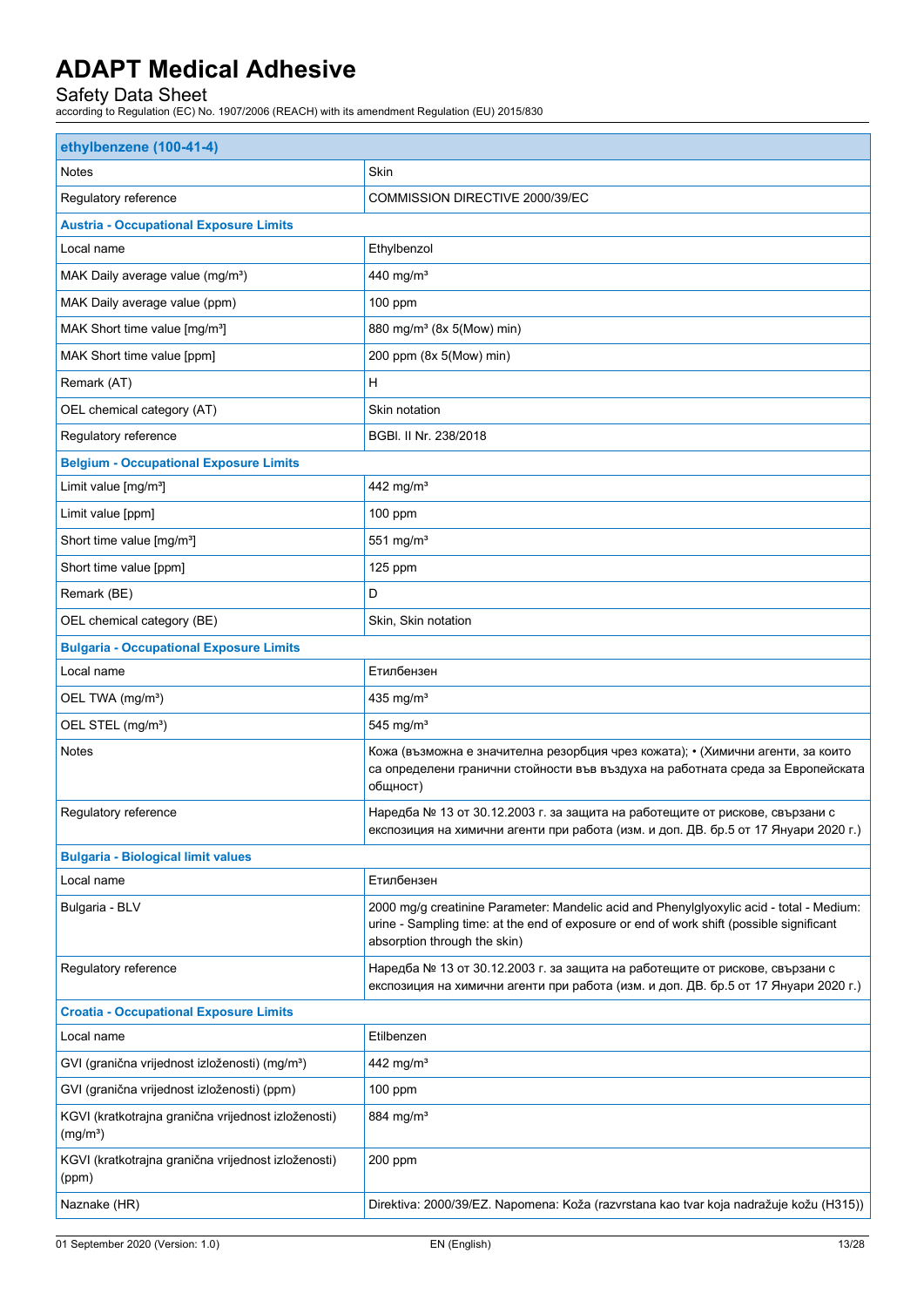| ethylbenzene (100-41-4) | |
|---|---|
| Notes | Skin |
| Regulatory reference | COMMISSION DIRECTIVE 2000/39/EC |
| **Austria - Occupational Exposure Limits** | |
| Local name | Ethylbenzol |
| MAK Daily average value (mg/m³) | 440 mg/m³ |
| MAK Daily average value (ppm) | 100 ppm |
| MAK Short time value [mg/m³] | 880 mg/m³ (8x 5(Mow) min) |
| MAK Short time value [ppm] | 200 ppm (8x 5(Mow) min) |
| Remark (AT) | H |
| OEL chemical category (AT) | Skin notation |
| Regulatory reference | BGBl. II Nr. 238/2018 |
| **Belgium - Occupational Exposure Limits** | |
| Limit value [mg/m³] | 442 mg/m³ |
| Limit value [ppm] | 100 ppm |
| Short time value [mg/m³] | 551 mg/m³ |
| Short time value [ppm] | 125 ppm |
| Remark (BE) | D |
| OEL chemical category (BE) | Skin, Skin notation |
| **Bulgaria - Occupational Exposure Limits** | |
| Local name | Етилбензен |
| OEL TWA (mg/m³) | 435 mg/m³ |
| OEL STEL (mg/m³) | 545 mg/m³ |
| Notes | Кожа (възможна е значителна резорбция чрез кожата); • (Химични агенти, за които са определени гранични стойности във въздуха на работната среда за Европейската общност) |
| Regulatory reference | Наредба № 13 от 30.12.2003 г. за защита на работещите от рискове, свързани с експозиция на химични агенти при работа (изм. и доп. ДВ. бр.5 от 17 Януари 2020 г.) |
| **Bulgaria - Biological limit values** | |
| Local name | Етилбензен |
| Bulgaria - BLV | 2000 mg/g creatinine Parameter: Mandelic acid and Phenylglyoxylic acid - total - Medium: urine - Sampling time: at the end of exposure or end of work shift (possible significant absorption through the skin) |
| Regulatory reference | Наредба № 13 от 30.12.2003 г. за защита на работещите от рискове, свързани с експозиция на химични агенти при работа (изм. и доп. ДВ. бр.5 от 17 Януари 2020 г.) |
| **Croatia - Occupational Exposure Limits** | |
| Local name | Etilbenzen |
| GVI (granična vrijednost izloženosti) (mg/m³) | 442 mg/m³ |
| GVI (granična vrijednost izloženosti) (ppm) | 100 ppm |
| KGVI (kratkotrajna granična vrijednost izloženosti) (mg/m³) | 884 mg/m³ |
| KGVI (kratkotrajna granična vrijednost izloženosti) (ppm) | 200 ppm |
| Naznake (HR) | Direktiva: 2000/39/EZ. Napomena: Koža (razvrstana kao tvar koja nadražuje kožu (H315)) |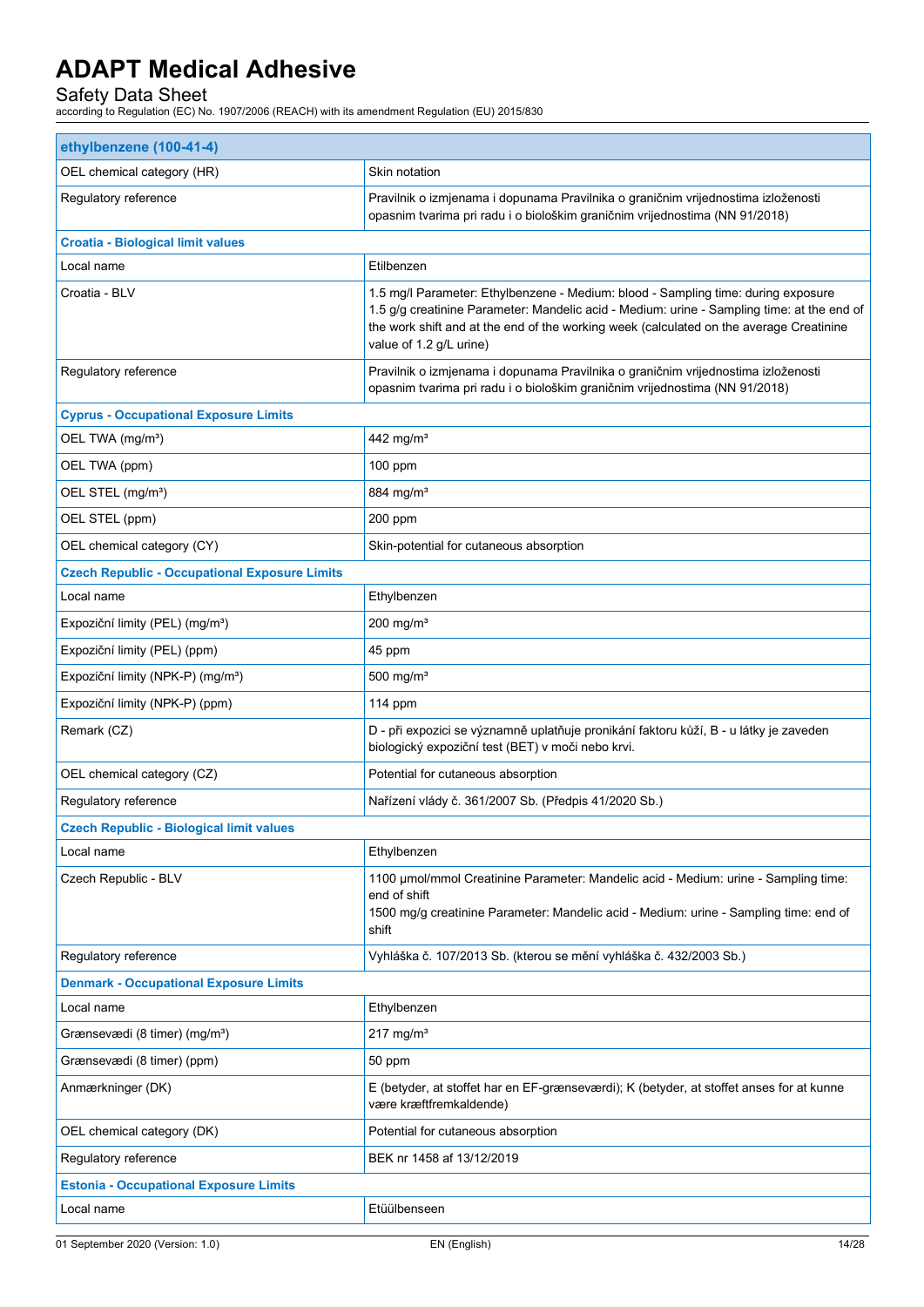| ethylbenzene (100-41-4) | |
|---|---|
| OEL chemical category (HR) | Skin notation |
| Regulatory reference | Pravilnik o izmjenama i dopunama Pravilnika o graničnim vrijednostima izloženosti opasnim tvarima pri radu i o biološkim graničnim vrijednostima (NN 91/2018) |
| **Croatia - Biological limit values** | |
| Local name | Etilbenzen |
| Croatia - BLV | 1.5 mg/l Parameter: Ethylbenzene - Medium: blood - Sampling time: during exposure<br>1.5 g/g creatinine Parameter: Mandelic acid - Medium: urine - Sampling time: at the end of the work shift and at the end of the working week (calculated on the average Creatinine value of 1.2 g/L urine) |
| Regulatory reference | Pravilnik o izmjenama i dopunama Pravilnika o graničnim vrijednostima izloženosti opasnim tvarima pri radu i o biološkim graničnim vrijednostima (NN 91/2018) |
| **Cyprus - Occupational Exposure Limits** | |
| OEL TWA (mg/m³) | 442 mg/m³ |
| OEL TWA (ppm) | 100 ppm |
| OEL STEL (mg/m³) | 884 mg/m³ |
| OEL STEL (ppm) | 200 ppm |
| OEL chemical category (CY) | Skin-potential for cutaneous absorption |
| **Czech Republic - Occupational Exposure Limits** | |
| Local name | Ethylbenzen |
| Expoziční limity (PEL) (mg/m³) | 200 mg/m³ |
| Expoziční limity (PEL) (ppm) | 45 ppm |
| Expoziční limity (NPK-P) (mg/m³) | 500 mg/m³ |
| Expoziční limity (NPK-P) (ppm) | 114 ppm |
| Remark (CZ) | D - při expozici se významně uplatňuje pronikání faktoru kůží, B - u látky je zaveden biologický expoziční test (BET) v moči nebo krvi. |
| OEL chemical category (CZ) | Potential for cutaneous absorption |
| Regulatory reference | Nařízení vlády č. 361/2007 Sb. (Předpis 41/2020 Sb.) |
| **Czech Republic - Biological limit values** | |
| Local name | Ethylbenzen |
| Czech Republic - BLV | 1100 µmol/mmol Creatinine Parameter: Mandelic acid - Medium: urine - Sampling time: end of shift<br>1500 mg/g creatinine Parameter: Mandelic acid - Medium: urine - Sampling time: end of shift |
| Regulatory reference | Vyhláška č. 107/2013 Sb. (kterou se mění vyhláška č. 432/2003 Sb.) |
| **Denmark - Occupational Exposure Limits** | |
| Local name | Ethylbenzen |
| Grænseværdi (8 timer) (mg/m³) | 217 mg/m³ |
| Grænseværdi (8 timer) (ppm) | 50 ppm |
| Anmærkninger (DK) | E (betyder, at stoffet har en EF-grænseværdi); K (betyder, at stoffet anses for at kunne være kræftfremkaldende) |
| OEL chemical category (DK) | Potential for cutaneous absorption |
| Regulatory reference | BEK nr 1458 af 13/12/2019 |
| **Estonia - Occupational Exposure Limits** | |
| Local name | Etüülbenseen |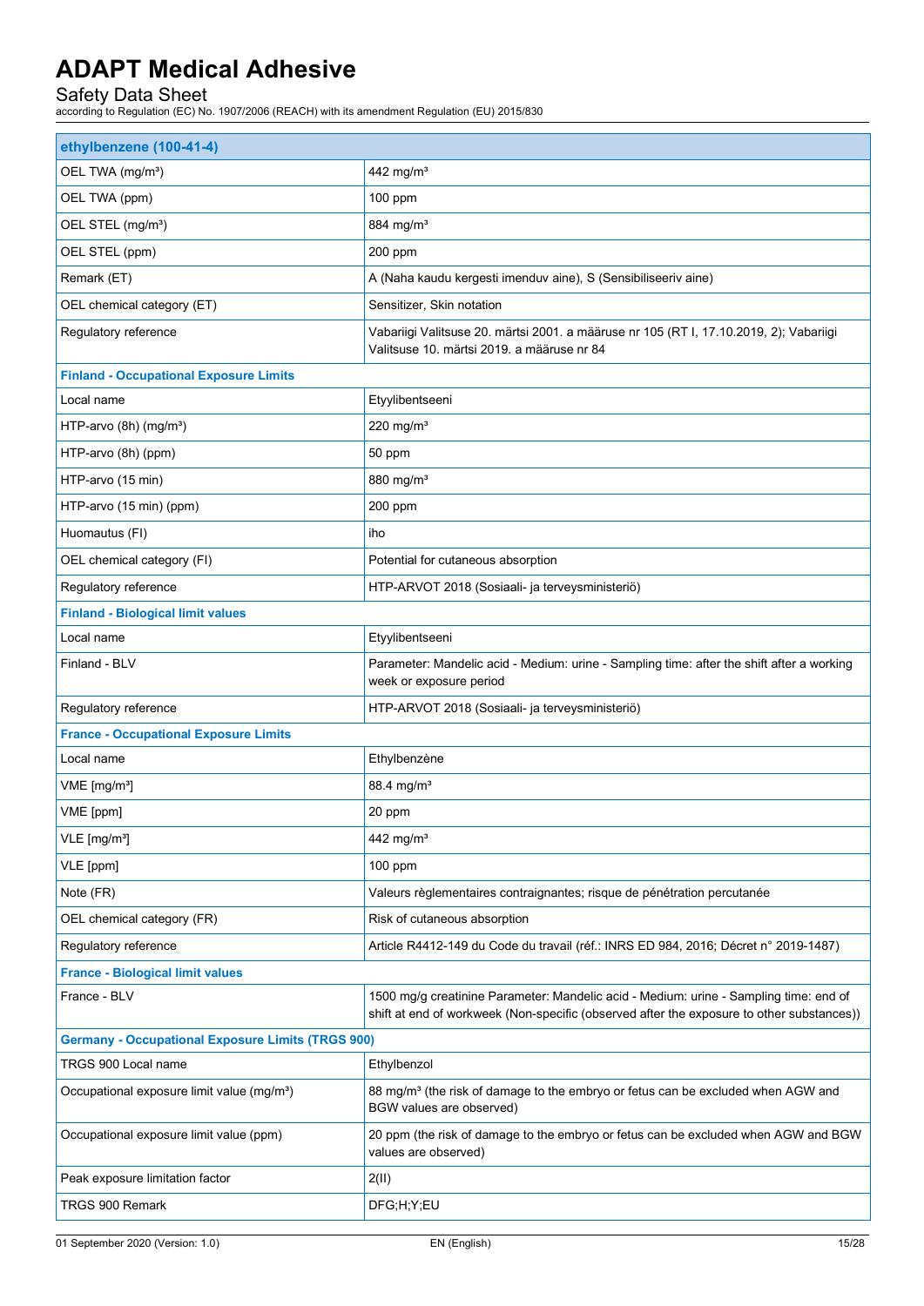| ethylbenzene (100-41-4) | |
|---|---|
| OEL TWA (mg/m³) | 442 mg/m³ |
| OEL TWA (ppm) | 100 ppm |
| OEL STEL (mg/m³) | 884 mg/m³ |
| OEL STEL (ppm) | 200 ppm |
| Remark (ET) | A (Naha kaudu kergesti imenduv aine), S (Sensibiliseeriv aine) |
| OEL chemical category (ET) | Sensitizer, Skin notation |
| Regulatory reference | Vabariigi Valitsuse 20. märtsi 2001. a määruse nr 105 (RT I, 17.10.2019, 2); Vabariigi Valitsuse 10. märtsi 2019. a määruse nr 84 |
| **Finland - Occupational Exposure Limits** | |
| Local name | Etyylibentseeni |
| HTP-arvo (8h) (mg/m³) | 220 mg/m³ |
| HTP-arvo (8h) (ppm) | 50 ppm |
| HTP-arvo (15 min) | 880 mg/m³ |
| HTP-arvo (15 min) (ppm) | 200 ppm |
| Huomautus (FI) | iho |
| OEL chemical category (FI) | Potential for cutaneous absorption |
| Regulatory reference | HTP-ARVOT 2018 (Sosiaali- ja terveysministeriö) |
| **Finland - Biological limit values** | |
| Local name | Etyylibentseeni |
| Finland - BLV | Parameter: Mandelic acid - Medium: urine - Sampling time: after the shift after a working week or exposure period |
| Regulatory reference | HTP-ARVOT 2018 (Sosiaali- ja terveysministeriö) |
| **France - Occupational Exposure Limits** | |
| Local name | Ethylbenzène |
| VME [mg/m³] | 88.4 mg/m³ |
| VME [ppm] | 20 ppm |
| VLE [mg/m³] | 442 mg/m³ |
| VLE [ppm] | 100 ppm |
| Note (FR) | Valeurs règlementaires contraignantes; risque de pénétration percutanée |
| OEL chemical category (FR) | Risk of cutaneous absorption |
| Regulatory reference | Article R4412-149 du Code du travail (réf.: INRS ED 984, 2016; Décret n° 2019-1487) |
| **France - Biological limit values** | |
| France - BLV | 1500 mg/g creatinine Parameter: Mandelic acid - Medium: urine - Sampling time: end of shift at end of workweek (Non-specific (observed after the exposure to other substances)) |
| **Germany - Occupational Exposure Limits (TRGS 900)** | |
| TRGS 900 Local name | Ethylbenzol |
| Occupational exposure limit value (mg/m³) | 88 mg/m³ (the risk of damage to the embryo or fetus can be excluded when AGW and BGW values are observed) |
| Occupational exposure limit value (ppm) | 20 ppm (the risk of damage to the embryo or fetus can be excluded when AGW and BGW values are observed) |
| Peak exposure limitation factor | 2(II) |
| TRGS 900 Remark | DFG;H;Y;EU |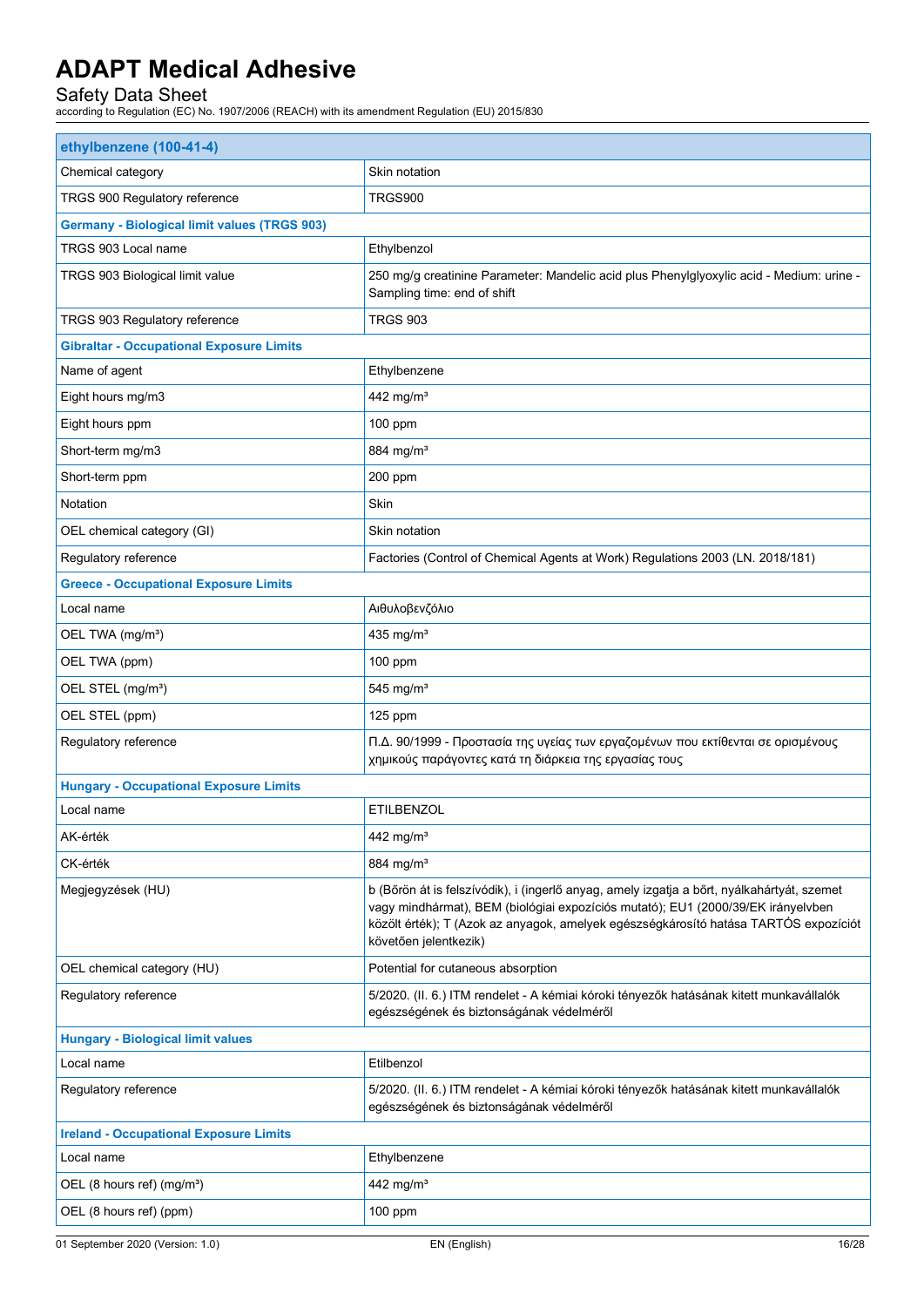| ethylbenzene (100-41-4) | |
|---|---|
| Chemical category | Skin notation |
| TRGS 900 Regulatory reference | TRGS900 |
| **Germany - Biological limit values (TRGS 903)** | |
| TRGS 903 Local name | Ethylbenzol |
| TRGS 903 Biological limit value | 250 mg/g creatinine Parameter: Mandelic acid plus Phenylglyoxylic acid - Medium: urine - Sampling time: end of shift |
| TRGS 903 Regulatory reference | TRGS 903 |
| **Gibraltar - Occupational Exposure Limits** | |
| Name of agent | Ethylbenzene |
| Eight hours mg/m3 | 442 mg/m³ |
| Eight hours ppm | 100 ppm |
| Short-term mg/m3 | 884 mg/m³ |
| Short-term ppm | 200 ppm |
| Notation | Skin |
| OEL chemical category (GI) | Skin notation |
| Regulatory reference | Factories (Control of Chemical Agents at Work) Regulations 2003 (LN. 2018/181) |
| **Greece - Occupational Exposure Limits** | |
| Local name | Αιθυλοβενζόλιο |
| OEL TWA (mg/m³) | 435 mg/m³ |
| OEL TWA (ppm) | 100 ppm |
| OEL STEL (mg/m³) | 545 mg/m³ |
| OEL STEL (ppm) | 125 ppm |
| Regulatory reference | Π.Δ. 90/1999 - Προστασία της υγείας των εργαζομένων που εκτίθενται σε ορισμένους χημικούς παράγοντες κατά τη διάρκεια της εργασίας τους |
| **Hungary - Occupational Exposure Limits** | |
| Local name | ETILBENZOL |
| AK-érték | 442 mg/m³ |
| CK-érték | 884 mg/m³ |
| Megjegyzések (HU) | b (Bőrön át is felszívódik), i (ingerlő anyag, amely izgatja a bőrt, nyálkahártyát, szemet vagy mindhármat), BEM (biológiai expozíciós mutató); EU1 (2000/39/EK irányelvben közölt érték); T (Azok az anyagok, amelyek egészségkárosító hatása TARTÓS expozíciót követően jelentkezik) |
| OEL chemical category (HU) | Potential for cutaneous absorption |
| Regulatory reference | 5/2020. (II. 6.) ITM rendelet - A kémiai kóroki tényezők hatásának kitett munkavállalók egészségének és biztonságának védelméről |
| **Hungary - Biological limit values** | |
| Local name | Etilbenzol |
| Regulatory reference | 5/2020. (II. 6.) ITM rendelet - A kémiai kóroki tényezők hatásának kitett munkavállalók egészségének és biztonságának védelméről |
| **Ireland - Occupational Exposure Limits** | |
| Local name | Ethylbenzene |
| OEL (8 hours ref) (mg/m³) | 442 mg/m³ |
| OEL (8 hours ref) (ppm) | 100 ppm |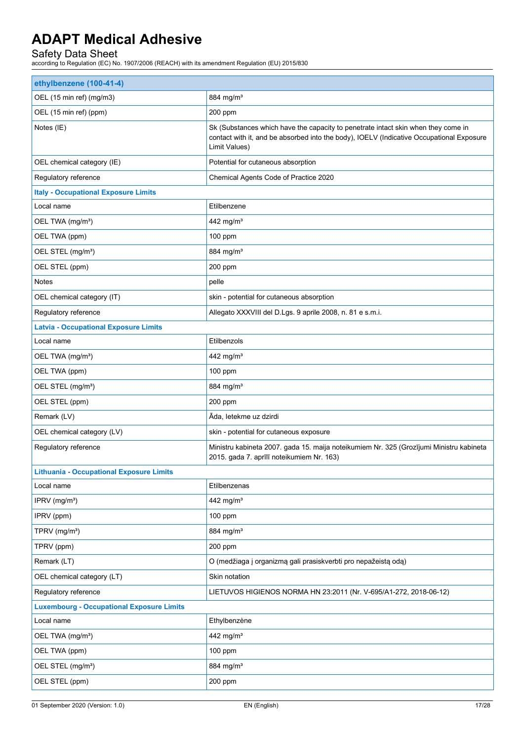# ADAPT Medical Adhesive

Safety Data Sheet

according to Regulation (EC) No. 1907/2006 (REACH) with its amendment Regulation (EU) 2015/830

| ethylbenzene (100-41-4) | |
|---|---|
| OEL (15 min ref) (mg/m3) | 884 mg/m³ |
| OEL (15 min ref) (ppm) | 200 ppm |
| Notes (IE) | Sk (Substances which have the capacity to penetrate intact skin when they come in contact with it, and be absorbed into the body), IOELV (Indicative Occupational Exposure Limit Values) |
| OEL chemical category (IE) | Potential for cutaneous absorption |
| Regulatory reference | Chemical Agents Code of Practice 2020 |
| **Italy - Occupational Exposure Limits** | |
| Local name | Etilbenzene |
| OEL TWA (mg/m³) | 442 mg/m³ |
| OEL TWA (ppm) | 100 ppm |
| OEL STEL (mg/m³) | 884 mg/m³ |
| OEL STEL (ppm) | 200 ppm |
| Notes | pelle |
| OEL chemical category (IT) | skin - potential for cutaneous absorption |
| Regulatory reference | Allegato XXXVIII del D.Lgs. 9 aprile 2008, n. 81 e s.m.i. |
| **Latvia - Occupational Exposure Limits** | |
| Local name | Etilbenzols |
| OEL TWA (mg/m³) | 442 mg/m³ |
| OEL TWA (ppm) | 100 ppm |
| OEL STEL (mg/m³) | 884 mg/m³ |
| OEL STEL (ppm) | 200 ppm |
| Remark (LV) | Āda, Ietekme uz dzirdi |
| OEL chemical category (LV) | skin - potential for cutaneous exposure |
| Regulatory reference | Ministru kabineta 2007. gada 15. maija noteikumiem Nr. 325 (Grozījumi Ministru kabineta 2015. gada 7. aprīlī noteikumiem Nr. 163) |
| **Lithuania - Occupational Exposure Limits** | |
| Local name | Etilbenzenas |
| IPRV (mg/m³) | 442 mg/m³ |
| IPRV (ppm) | 100 ppm |
| TPRV (mg/m³) | 884 mg/m³ |
| TPRV (ppm) | 200 ppm |
| Remark (LT) | O (medžiaga į organizmą gali prasiskverbti pro nepažeistą odą) |
| OEL chemical category (LT) | Skin notation |
| Regulatory reference | LIETUVOS HIGIENOS NORMA HN 23:2011 (Nr. V-695/A1-272, 2018-06-12) |
| **Luxembourg - Occupational Exposure Limits** | |
| Local name | Ethylbenzène |
| OEL TWA (mg/m³) | 442 mg/m³ |
| OEL TWA (ppm) | 100 ppm |
| OEL STEL (mg/m³) | 884 mg/m³ |
| OEL STEL (ppm) | 200 ppm |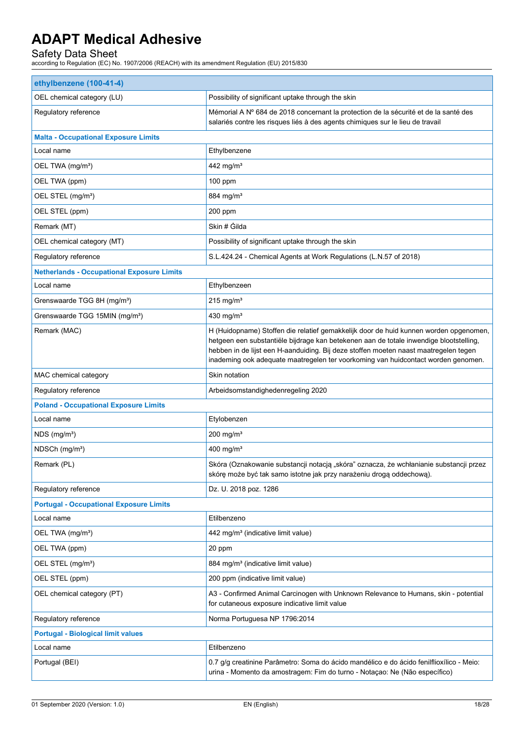| ethylbenzene (100-41-4) | |
|---|---|
| OEL chemical category (LU) | Possibility of significant uptake through the skin |
| Regulatory reference | Mémorial A Nº 684 de 2018 concernant la protection de la sécurité et de la santé des salariés contre les risques liés à des agents chimiques sur le lieu de travail |
| **Malta - Occupational Exposure Limits** | |
| Local name | Ethylbenzene |
| OEL TWA (mg/m³) | 442 mg/m³ |
| OEL TWA (ppm) | 100 ppm |
| OEL STEL (mg/m³) | 884 mg/m³ |
| OEL STEL (ppm) | 200 ppm |
| Remark (MT) | Skin # Ġilda |
| OEL chemical category (MT) | Possibility of significant uptake through the skin |
| Regulatory reference | S.L.424.24 - Chemical Agents at Work Regulations (L.N.57 of 2018) |
| **Netherlands - Occupational Exposure Limits** | |
| Local name | Ethylbenzeen |
| Grenswaarde TGG 8H (mg/m³) | 215 mg/m³ |
| Grenswaarde TGG 15MIN (mg/m³) | 430 mg/m³ |
| Remark (MAC) | H (Huidopname) Stoffen die relatief gemakkelijk door de huid kunnen worden opgenomen, hetgeen een substantiële bijdrage kan betekenen aan de totale inwendige blootstelling, hebben in de lijst een H-aanduiding. Bij deze stoffen moeten naast maatregelen tegen inademing ook adequate maatregelen ter voorkoming van huidcontact worden genomen. |
| MAC chemical category | Skin notation |
| Regulatory reference | Arbeidsomstandighedenregeling 2020 |
| **Poland - Occupational Exposure Limits** | |
| Local name | Etylobenzen |
| NDS (mg/m³) | 200 mg/m³ |
| NDSCh (mg/m³) | 400 mg/m³ |
| Remark (PL) | Skóra (Oznakowanie substancji notacją „skóra" oznacza, że wchłanianie substancji przez skórę może być tak samo istotne jak przy narażeniu drogą oddechową). |
| Regulatory reference | Dz. U. 2018 poz. 1286 |
| **Portugal - Occupational Exposure Limits** | |
| Local name | Etilbenzeno |
| OEL TWA (mg/m³) | 442 mg/m³ (indicative limit value) |
| OEL TWA (ppm) | 20 ppm |
| OEL STEL (mg/m³) | 884 mg/m³ (indicative limit value) |
| OEL STEL (ppm) | 200 ppm (indicative limit value) |
| OEL chemical category (PT) | A3 - Confirmed Animal Carcinogen with Unknown Relevance to Humans, skin - potential for cutaneous exposure indicative limit value |
| Regulatory reference | Norma Portuguesa NP 1796:2014 |
| **Portugal - Biological limit values** | |
| Local name | Etilbenzeno |
| Portugal (BEI) | 0.7 g/g creatinine Parâmetro: Soma do ácido mandélico e do ácido fenilflioxílico - Meio: urina - Momento da amostragem: Fim do turno - Notaçao: Ne (Não específico) |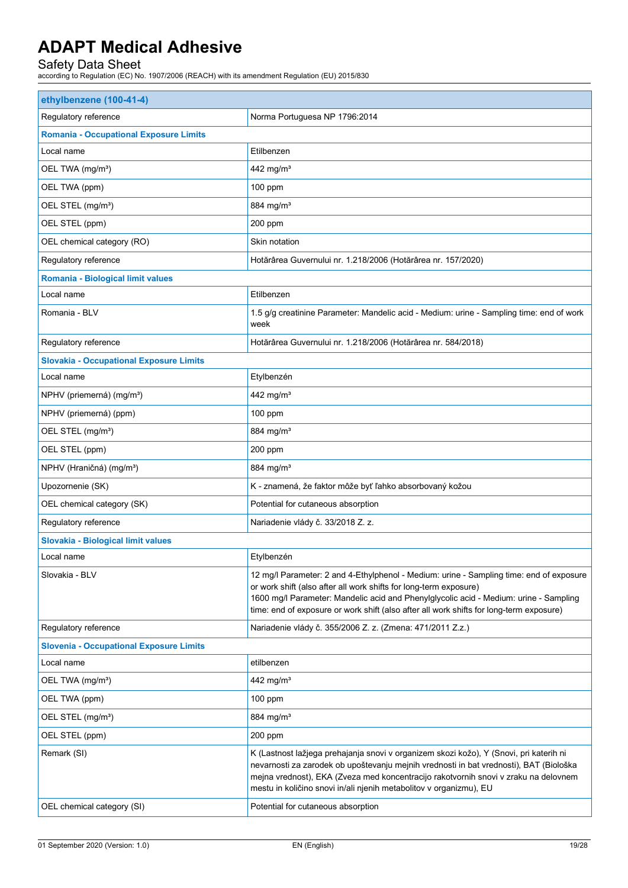| ethylbenzene (100-41-4) | |
|---|---|
| Regulatory reference | Norma Portuguesa NP 1796:2014 |
| **Romania - Occupational Exposure Limits** | |
| Local name | Etilbenzen |
| OEL TWA (mg/m³) | 442 mg/m³ |
| OEL TWA (ppm) | 100 ppm |
| OEL STEL (mg/m³) | 884 mg/m³ |
| OEL STEL (ppm) | 200 ppm |
| OEL chemical category (RO) | Skin notation |
| Regulatory reference | Hotărârea Guvernului nr. 1.218/2006 (Hotărârea nr. 157/2020) |
| **Romania - Biological limit values** | |
| Local name | Etilbenzen |
| Romania - BLV | 1.5 g/g creatinine Parameter: Mandelic acid - Medium: urine - Sampling time: end of work week |
| Regulatory reference | Hotărârea Guvernului nr. 1.218/2006 (Hotărârea nr. 584/2018) |
| **Slovakia - Occupational Exposure Limits** | |
| Local name | Etylbenzén |
| NPHV (priemerná) (mg/m³) | 442 mg/m³ |
| NPHV (priemerná) (ppm) | 100 ppm |
| OEL STEL (mg/m³) | 884 mg/m³ |
| OEL STEL (ppm) | 200 ppm |
| NPHV (Hraničná) (mg/m³) | 884 mg/m³ |
| Upozornenie (SK) | K - znamená, že faktor môže byť ľahko absorbovaný kožou |
| OEL chemical category (SK) | Potential for cutaneous absorption |
| Regulatory reference | Nariadenie vlády č. 33/2018 Z. z. |
| **Slovakia - Biological limit values** | |
| Local name | Etylbenzén |
| Slovakia - BLV | 12 mg/l Parameter: 2 and 4-Ethylphenol - Medium: urine - Sampling time: end of exposure or work shift (also after all work shifts for long-term exposure)<br>1600 mg/l Parameter: Mandelic acid and Phenylglycolic acid - Medium: urine - Sampling time: end of exposure or work shift (also after all work shifts for long-term exposure) |
| Regulatory reference | Nariadenie vlády č. 355/2006 Z. z. (Zmena: 471/2011 Z.z.) |
| **Slovenia - Occupational Exposure Limits** | |
| Local name | etilbenzen |
| OEL TWA (mg/m³) | 442 mg/m³ |
| OEL TWA (ppm) | 100 ppm |
| OEL STEL (mg/m³) | 884 mg/m³ |
| OEL STEL (ppm) | 200 ppm |
| Remark (SI) | K (Lastnost lažjega prehajanja snovi v organizem skozi kožo), Y (Snovi, pri katerih ni nevarnosti za zarodek ob upoštevanju mejnih vrednosti in bat vrednosti), BAT (Biološka mejna vrednost), EKA (Zveza med koncentracijo rakotvornih snovi v zraku na delovnem mestu in količino snovi in/ali njenih metabolitov v organizmu), EU |
| OEL chemical category (SI) | Potential for cutaneous absorption |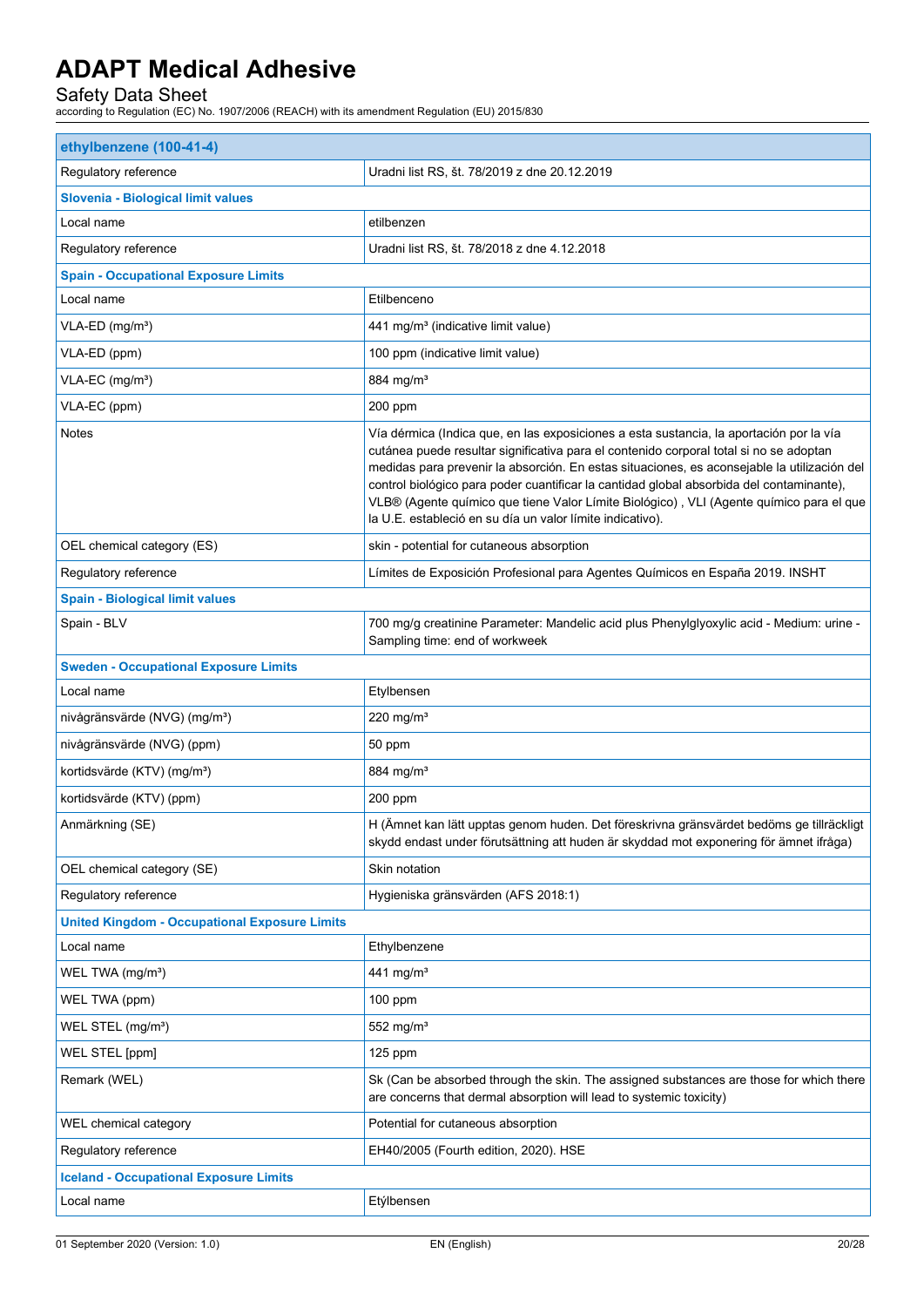| ethylbenzene (100-41-4) | |
|---|---|
| Regulatory reference | Uradni list RS, št. 78/2019 z dne 20.12.2019 |
| **Slovenia - Biological limit values** | |
| Local name | etilbenzen |
| Regulatory reference | Uradni list RS, št. 78/2018 z dne 4.12.2018 |
| **Spain - Occupational Exposure Limits** | |
| Local name | Etilbenceno |
| VLA-ED (mg/m³) | 441 mg/m³ (indicative limit value) |
| VLA-ED (ppm) | 100 ppm (indicative limit value) |
| VLA-EC (mg/m³) | 884 mg/m³ |
| VLA-EC (ppm) | 200 ppm |
| Notes | Vía dérmica (Indica que, en las exposiciones a esta sustancia, la aportación por la vía cutánea puede resultar significativa para el contenido corporal total si no se adoptan medidas para prevenir la absorción. En estas situaciones, es aconsejable la utilización del control biológico para poder cuantificar la cantidad global absorbida del contaminante), VLB® (Agente químico que tiene Valor Límite Biológico) , VLI (Agente químico para el que la U.E. estableció en su día un valor límite indicativo). |
| OEL chemical category (ES) | skin - potential for cutaneous absorption |
| Regulatory reference | Límites de Exposición Profesional para Agentes Químicos en España 2019. INSHT |
| **Spain - Biological limit values** | |
| Spain - BLV | 700 mg/g creatinine Parameter: Mandelic acid plus Phenylglyoxylic acid - Medium: urine - Sampling time: end of workweek |
| **Sweden - Occupational Exposure Limits** | |
| Local name | Etylbensen |
| nivågränsvärde (NVG) (mg/m³) | 220 mg/m³ |
| nivågränsvärde (NVG) (ppm) | 50 ppm |
| kortidsvärde (KTV) (mg/m³) | 884 mg/m³ |
| kortidsvärde (KTV) (ppm) | 200 ppm |
| Anmärkning (SE) | H (Ämnet kan lätt upptas genom huden. Det föreskrivna gränsvärdet bedöms ge tillräckligt skydd endast under förutsättning att huden är skyddad mot exponering för ämnet ifråga) |
| OEL chemical category (SE) | Skin notation |
| Regulatory reference | Hygieniska gränsvärden (AFS 2018:1) |
| **United Kingdom - Occupational Exposure Limits** | |
| Local name | Ethylbenzene |
| WEL TWA (mg/m³) | 441 mg/m³ |
| WEL TWA (ppm) | 100 ppm |
| WEL STEL (mg/m³) | 552 mg/m³ |
| WEL STEL [ppm] | 125 ppm |
| Remark (WEL) | Sk (Can be absorbed through the skin. The assigned substances are those for which there are concerns that dermal absorption will lead to systemic toxicity) |
| WEL chemical category | Potential for cutaneous absorption |
| Regulatory reference | EH40/2005 (Fourth edition, 2020). HSE |
| **Iceland - Occupational Exposure Limits** | |
| Local name | Etýlbensen |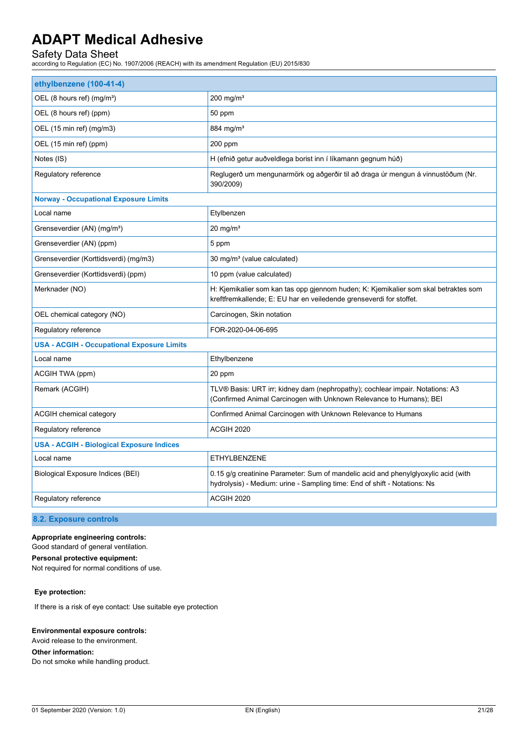| ethylbenzene (100-41-4) | |
|---|---|
| OEL (8 hours ref) (mg/m³) | 200 mg/m³ |
| OEL (8 hours ref) (ppm) | 50 ppm |
| OEL (15 min ref) (mg/m3) | 884 mg/m³ |
| OEL (15 min ref) (ppm) | 200 ppm |
| Notes (IS) | H (efnið getur auðveldlega borist inn í líkamann gegnum húð) |
| Regulatory reference | Reglugerð um mengunarmörk og aðgerðir til að draga úr mengun á vinnustöðum (Nr. 390/2009) |
| **Norway - Occupational Exposure Limits** | |
| Local name | Etylbenzen |
| Grenseverdier (AN) (mg/m³) | 20 mg/m³ |
| Grenseverdier (AN) (ppm) | 5 ppm |
| Grenseverdier (Korttidsverdi) (mg/m3) | 30 mg/m³ (value calculated) |
| Grenseverdier (Korttidsverdi) (ppm) | 10 ppm (value calculated) |
| Merknader (NO) | H: Kjemikalier som kan tas opp gjennom huden; K: Kjemikalier som skal betraktes som kreftfremkallende; E: EU har en veiledende grenseverdi for stoffet. |
| OEL chemical category (NO) | Carcinogen, Skin notation |
| Regulatory reference | FOR-2020-04-06-695 |
| **USA - ACGIH - Occupational Exposure Limits** | |
| Local name | Ethylbenzene |
| ACGIH TWA (ppm) | 20 ppm |
| Remark (ACGIH) | TLV® Basis: URT irr; kidney dam (nephropathy); cochlear impair. Notations: A3 (Confirmed Animal Carcinogen with Unknown Relevance to Humans); BEI |
| ACGIH chemical category | Confirmed Animal Carcinogen with Unknown Relevance to Humans |
| Regulatory reference | ACGIH 2020 |
| **USA - ACGIH - Biological Exposure Indices** | |
| Local name | ETHYLBENZENE |
| Biological Exposure Indices (BEI) | 0.15 g/g creatinine Parameter: Sum of mandelic acid and phenylglyoxylic acid (with hydrolysis) - Medium: urine - Sampling time: End of shift - Notations: Ns |
| Regulatory reference | ACGIH 2020 |

## 8.2. Exposure controls

**Appropriate engineering controls:**
Good standard of general ventilation.

**Personal protective equipment:**
Not required for normal conditions of use.

**Eye protection:**

If there is a risk of eye contact: Use suitable eye protection

**Environmental exposure controls:**
Avoid release to the environment.

**Other information:**
Do not smoke while handling product.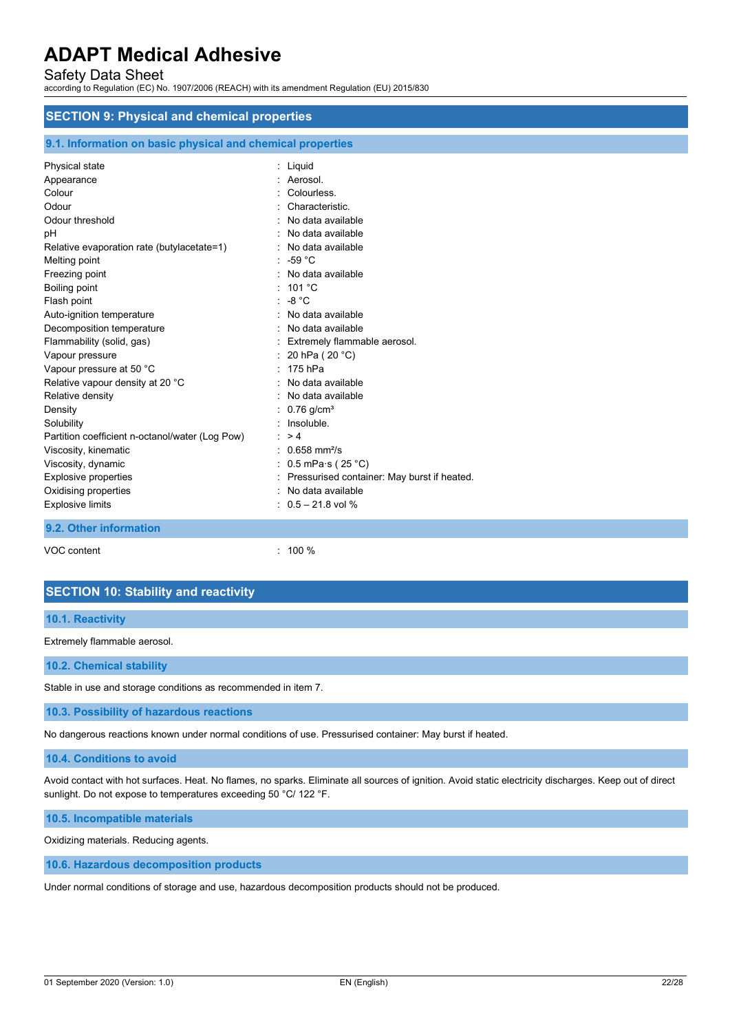## SECTION 9: Physical and chemical properties

### 9.1. Information on basic physical and chemical properties

| | |
|---|---|
| Physical state | : Liquid |
| Appearance | : Aerosol. |
| Colour | : Colourless. |
| Odour | : Characteristic. |
| Odour threshold | : No data available |
| pH | : No data available |
| Relative evaporation rate (butylacetate=1) | : No data available |
| Melting point | : -59 °C |
| Freezing point | : No data available |
| Boiling point | : 101 °C |
| Flash point | : -8 °C |
| Auto-ignition temperature | : No data available |
| Decomposition temperature | : No data available |
| Flammability (solid, gas) | : Extremely flammable aerosol. |
| Vapour pressure | : 20 hPa ( 20 °C) |
| Vapour pressure at 50 °C | : 175 hPa |
| Relative vapour density at 20 °C | : No data available |
| Relative density | : No data available |
| Density | : 0.76 g/cm³ |
| Solubility | : Insoluble. |
| Partition coefficient n-octanol/water (Log Pow) | : > 4 |
| Viscosity, kinematic | : 0.658 mm²/s |
| Viscosity, dynamic | : 0.5 mPa·s ( 25 °C) |
| Explosive properties | : Pressurised container: May burst if heated. |
| Oxidising properties | : No data available |
| Explosive limits | : 0.5 – 21.8 vol % |

### 9.2. Other information

| | |
|---|---|
| VOC content | : 100 % |

## SECTION 10: Stability and reactivity

### 10.1. Reactivity

Extremely flammable aerosol.

### 10.2. Chemical stability

Stable in use and storage conditions as recommended in item 7.

### 10.3. Possibility of hazardous reactions

No dangerous reactions known under normal conditions of use. Pressurised container: May burst if heated.

### 10.4. Conditions to avoid

Avoid contact with hot surfaces. Heat. No flames, no sparks. Eliminate all sources of ignition. Avoid static electricity discharges. Keep out of direct sunlight. Do not expose to temperatures exceeding 50 °C/ 122 °F.

### 10.5. Incompatible materials

Oxidizing materials. Reducing agents.

### 10.6. Hazardous decomposition products

Under normal conditions of storage and use, hazardous decomposition products should not be produced.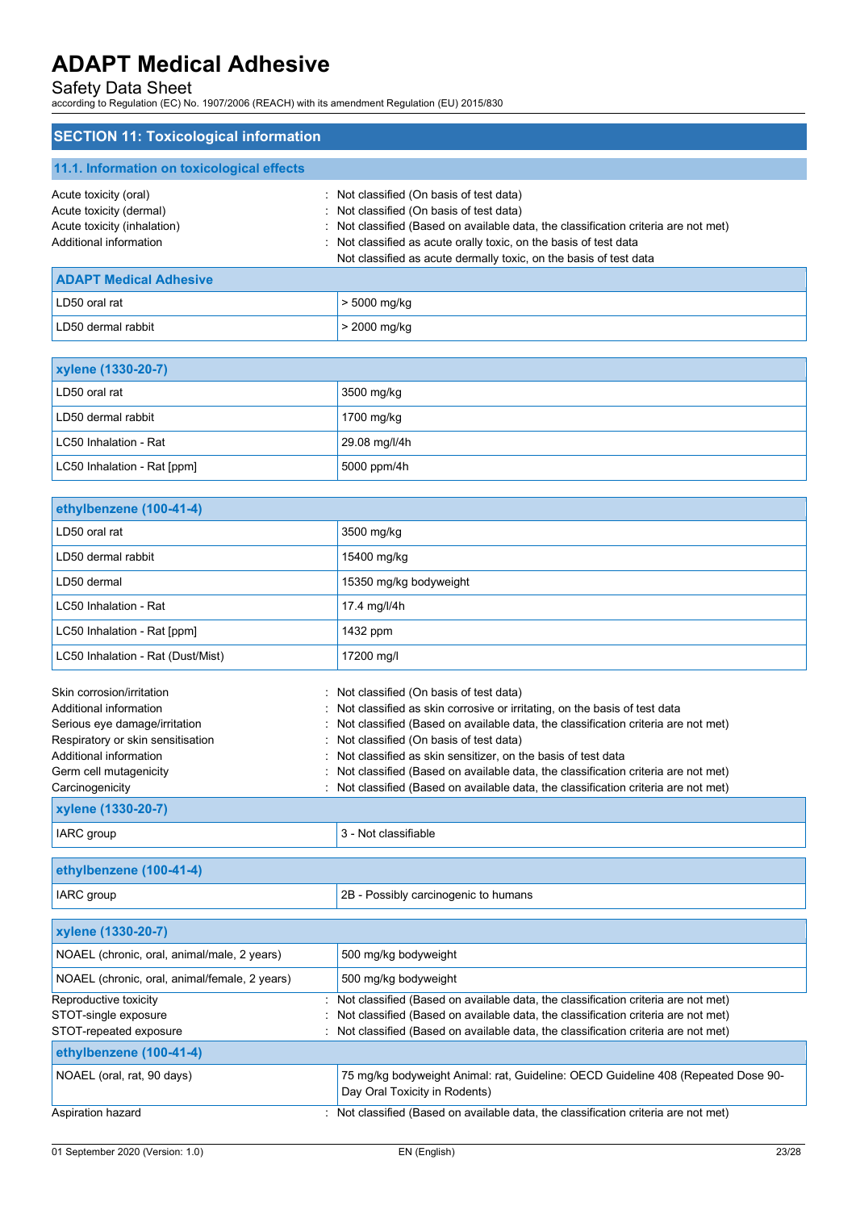## SECTION 11: Toxicological information

### 11.1. Information on toxicological effects

Acute toxicity (oral) : Not classified (On basis of test data)
Acute toxicity (dermal) : Not classified (On basis of test data)
Acute toxicity (inhalation) : Not classified (Based on available data, the classification criteria are not met)
Additional information : Not classified as acute orally toxic, on the basis of test data
Not classified as acute dermally toxic, on the basis of test data

| ADAPT Medical Adhesive | |
|---|---|
| LD50 oral rat | > 5000 mg/kg |
| LD50 dermal rabbit | > 2000 mg/kg |

| xylene (1330-20-7) | |
|---|---|
| LD50 oral rat | 3500 mg/kg |
| LD50 dermal rabbit | 1700 mg/kg |
| LC50 Inhalation - Rat | 29.08 mg/l/4h |
| LC50 Inhalation - Rat [ppm] | 5000 ppm/4h |

| ethylbenzene (100-41-4) | |
|---|---|
| LD50 oral rat | 3500 mg/kg |
| LD50 dermal rabbit | 15400 mg/kg |
| LD50 dermal | 15350 mg/kg bodyweight |
| LC50 Inhalation - Rat | 17.4 mg/l/4h |
| LC50 Inhalation - Rat [ppm] | 1432 ppm |
| LC50 Inhalation - Rat (Dust/Mist) | 17200 mg/l |

Skin corrosion/irritation : Not classified (On basis of test data)
Additional information : Not classified as skin corrosive or irritating, on the basis of test data
Serious eye damage/irritation : Not classified (Based on available data, the classification criteria are not met)
Respiratory or skin sensitisation : Not classified (On basis of test data)
Additional information : Not classified as skin sensitizer, on the basis of test data
Germ cell mutagenicity : Not classified (Based on available data, the classification criteria are not met)
Carcinogenicity : Not classified (Based on available data, the classification criteria are not met)

| xylene (1330-20-7) | |
|---|---|
| IARC group | 3 - Not classifiable |

| ethylbenzene (100-41-4) | |
|---|---|
| IARC group | 2B - Possibly carcinogenic to humans |

| xylene (1330-20-7) | |
|---|---|
| NOAEL (chronic, oral, animal/male, 2 years) | 500 mg/kg bodyweight |
| NOAEL (chronic, oral, animal/female, 2 years) | 500 mg/kg bodyweight |

Reproductive toxicity : Not classified (Based on available data, the classification criteria are not met)
STOT-single exposure : Not classified (Based on available data, the classification criteria are not met)
STOT-repeated exposure : Not classified (Based on available data, the classification criteria are not met)

| ethylbenzene (100-41-4) | |
|---|---|
| NOAEL (oral, rat, 90 days) | 75 mg/kg bodyweight Animal: rat, Guideline: OECD Guideline 408 (Repeated Dose 90-Day Oral Toxicity in Rodents) |

Aspiration hazard : Not classified (Based on available data, the classification criteria are not met)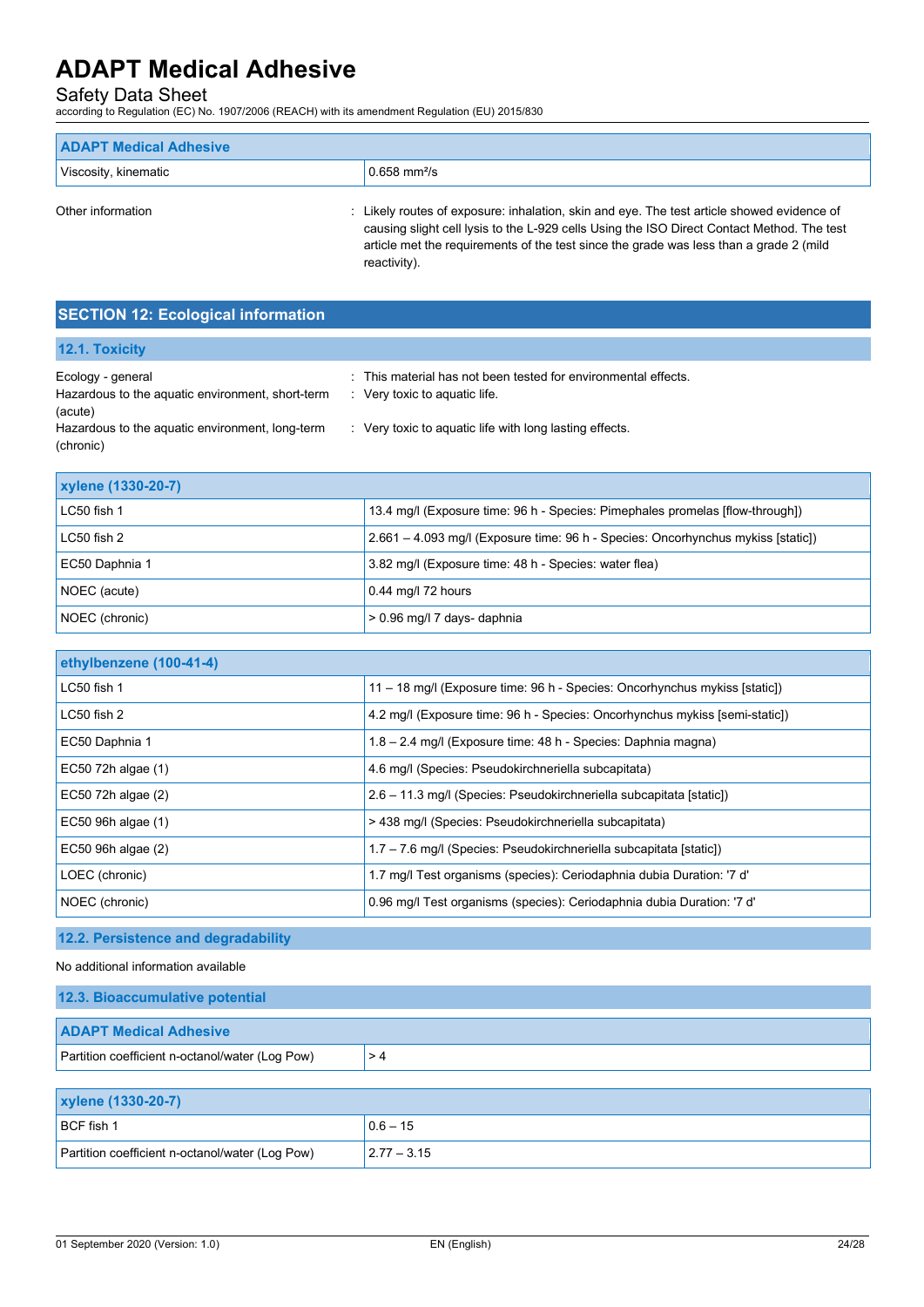| ADAPT Medical Adhesive | |
|---|---|
| Viscosity, kinematic | 0.658 $mm^2/s$ |

Other information : Likely routes of exposure: inhalation, skin and eye. The test article showed evidence of causing slight cell lysis to the L-929 cells Using the ISO Direct Contact Method. The test article met the requirements of the test since the grade was less than a grade 2 (mild reactivity).

## SECTION 12: Ecological information

### 12.1. Toxicity

Ecology - general : This material has not been tested for environmental effects.

Hazardous to the aquatic environment, short-term (acute) : Very toxic to aquatic life.

Hazardous to the aquatic environment, long-term (chronic) : Very toxic to aquatic life with long lasting effects.

| xylene (1330-20-7) | |
|---|---|
| LC50 fish 1 | 13.4 mg/l (Exposure time: 96 h - Species: Pimephales promelas [flow-through]) |
| LC50 fish 2 | 2.661 – 4.093 mg/l (Exposure time: 96 h - Species: Oncorhynchus mykiss [static]) |
| EC50 Daphnia 1 | 3.82 mg/l (Exposure time: 48 h - Species: water flea) |
| NOEC (acute) | 0.44 mg/l 72 hours |
| NOEC (chronic) | > 0.96 mg/l 7 days- daphnia |

| ethylbenzene (100-41-4) | |
|---|---|
| LC50 fish 1 | 11 – 18 mg/l (Exposure time: 96 h - Species: Oncorhynchus mykiss [static]) |
| LC50 fish 2 | 4.2 mg/l (Exposure time: 96 h - Species: Oncorhynchus mykiss [semi-static]) |
| EC50 Daphnia 1 | 1.8 – 2.4 mg/l (Exposure time: 48 h - Species: Daphnia magna) |
| EC50 72h algae (1) | 4.6 mg/l (Species: Pseudokirchneriella subcapitata) |
| EC50 72h algae (2) | 2.6 – 11.3 mg/l (Species: Pseudokirchneriella subcapitata [static]) |
| EC50 96h algae (1) | > 438 mg/l (Species: Pseudokirchneriella subcapitata) |
| EC50 96h algae (2) | 1.7 – 7.6 mg/l (Species: Pseudokirchneriella subcapitata [static]) |
| LOEC (chronic) | 1.7 mg/l Test organisms (species): Ceriodaphnia dubia Duration: '7 d' |
| NOEC (chronic) | 0.96 mg/l Test organisms (species): Ceriodaphnia dubia Duration: '7 d' |

### 12.2. Persistence and degradability

No additional information available

### 12.3. Bioaccumulative potential

| ADAPT Medical Adhesive | |
|---|---|
| Partition coefficient n-octanol/water (Log Pow) | > 4 |

| xylene (1330-20-7) | |
|---|---|
| BCF fish 1 | 0.6 – 15 |
| Partition coefficient n-octanol/water (Log Pow) | 2.77 – 3.15 |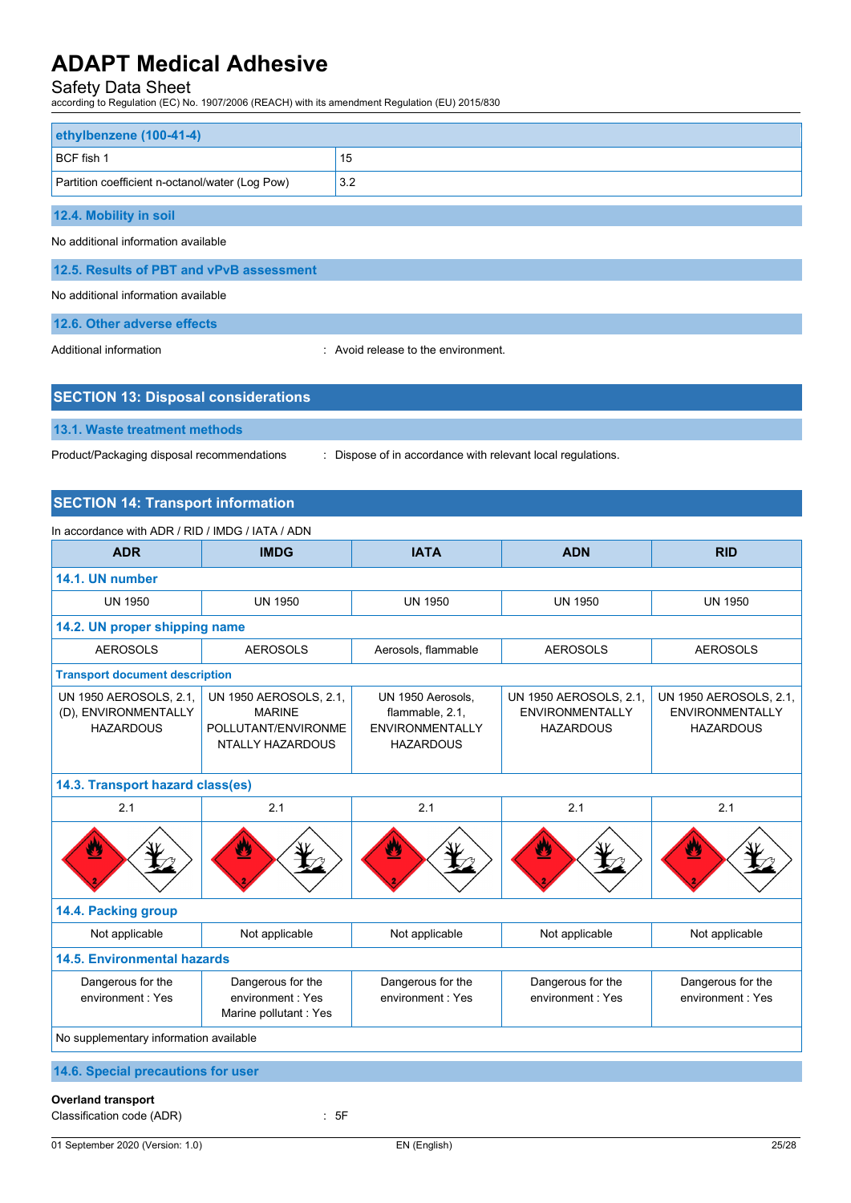| ethylbenzene (100-41-4) | |
|---|---|
| BCF fish 1 | 15 |
| Partition coefficient n-octanol/water (Log Pow) | 3.2 |

### 12.4. Mobility in soil

No additional information available

### 12.5. Results of PBT and vPvB assessment

No additional information available

### 12.6. Other adverse effects

Additional information : Avoid release to the environment.

## SECTION 13: Disposal considerations

### 13.1. Waste treatment methods

Product/Packaging disposal recommendations : Dispose of in accordance with relevant local regulations.

## SECTION 14: Transport information

In accordance with ADR / RID / IMDG / IATA / ADN

| ADR | IMDG | IATA | ADN | RID |
|---|---|---|---|---|
| **14.1. UN number** | | | | |
| UN 1950 | UN 1950 | UN 1950 | UN 1950 | UN 1950 |
| **14.2. UN proper shipping name** | | | | |
| AEROSOLS | AEROSOLS | Aerosols, flammable | AEROSOLS | AEROSOLS |
| **Transport document description** | | | | |
| UN 1950 AEROSOLS, 2.1, (D), ENVIRONMENTALLY HAZARDOUS | UN 1950 AEROSOLS, 2.1, MARINE POLLUTANT/ENVIRONMENTALLY HAZARDOUS | UN 1950 Aerosols, flammable, 2.1, ENVIRONMENTALLY HAZARDOUS | UN 1950 AEROSOLS, 2.1, ENVIRONMENTALLY HAZARDOUS | UN 1950 AEROSOLS, 2.1, ENVIRONMENTALLY HAZARDOUS |
| **14.3. Transport hazard class(es)** | | | | |
| 2.1 | 2.1 | 2.1 | 2.1 | 2.1 |
| **14.4. Packing group** | | | | |
| Not applicable | Not applicable | Not applicable | Not applicable | Not applicable |
| **14.5. Environmental hazards** | | | | |
| Dangerous for the environment : Yes | Dangerous for the environment : Yes<br>Marine pollutant : Yes | Dangerous for the environment : Yes | Dangerous for the environment : Yes | Dangerous for the environment : Yes |
| No supplementary information available | | | | |

### 14.6. Special precautions for user

**Overland transport**

Classification code (ADR) : 5F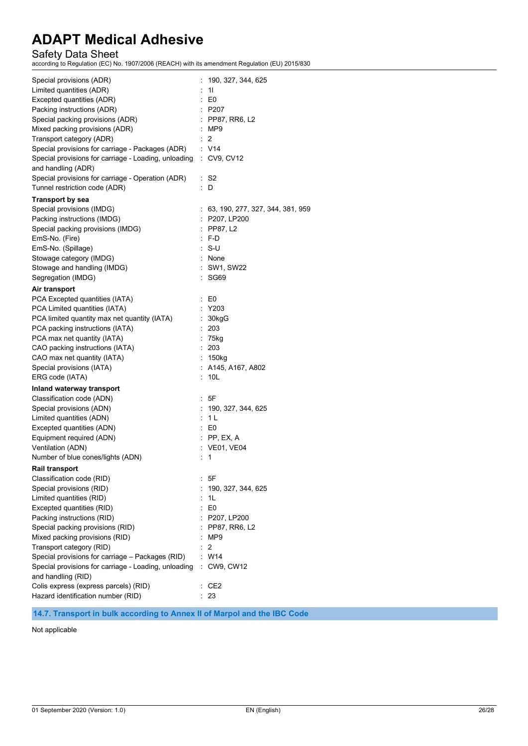Special provisions (ADR) : 190, 327, 344, 625
Limited quantities (ADR) : 1l
Excepted quantities (ADR) : E0
Packing instructions (ADR) : P207
Special packing provisions (ADR) : PP87, RR6, L2
Mixed packing provisions (ADR) : MP9
Transport category (ADR) : 2
Special provisions for carriage - Packages (ADR) : V14
Special provisions for carriage - Loading, unloading and handling (ADR) : CV9, CV12
Special provisions for carriage - Operation (ADR) : S2
Tunnel restriction code (ADR) : D

**Transport by sea**

Special provisions (IMDG) : 63, 190, 277, 327, 344, 381, 959
Packing instructions (IMDG) : P207, LP200
Special packing provisions (IMDG) : PP87, L2
EmS-No. (Fire) : F-D
EmS-No. (Spillage) : S-U
Stowage category (IMDG) : None
Stowage and handling (IMDG) : SW1, SW22
Segregation (IMDG) : SG69

**Air transport**

PCA Excepted quantities (IATA) : E0
PCA Limited quantities (IATA) : Y203
PCA limited quantity max net quantity (IATA) : 30kgG
PCA packing instructions (IATA) : 203
PCA max net quantity (IATA) : 75kg
CAO packing instructions (IATA) : 203
CAO max net quantity (IATA) : 150kg
Special provisions (IATA) : A145, A167, A802
ERG code (IATA) : 10L

**Inland waterway transport**

Classification code (ADN) : 5F
Special provisions (ADN) : 190, 327, 344, 625
Limited quantities (ADN) : 1 L
Excepted quantities (ADN) : E0
Equipment required (ADN) : PP, EX, A
Ventilation (ADN) : VE01, VE04
Number of blue cones/lights (ADN) : 1

**Rail transport**

Classification code (RID) : 5F
Special provisions (RID) : 190, 327, 344, 625
Limited quantities (RID) : 1L
Excepted quantities (RID) : E0
Packing instructions (RID) : P207, LP200
Special packing provisions (RID) : PP87, RR6, L2
Mixed packing provisions (RID) : MP9
Transport category (RID) : 2
Special provisions for carriage – Packages (RID) : W14
Special provisions for carriage - Loading, unloading and handling (RID) : CW9, CW12
Colis express (express parcels) (RID) : CE2
Hazard identification number (RID) : 23

## 14.7. Transport in bulk according to Annex II of Marpol and the IBC Code

Not applicable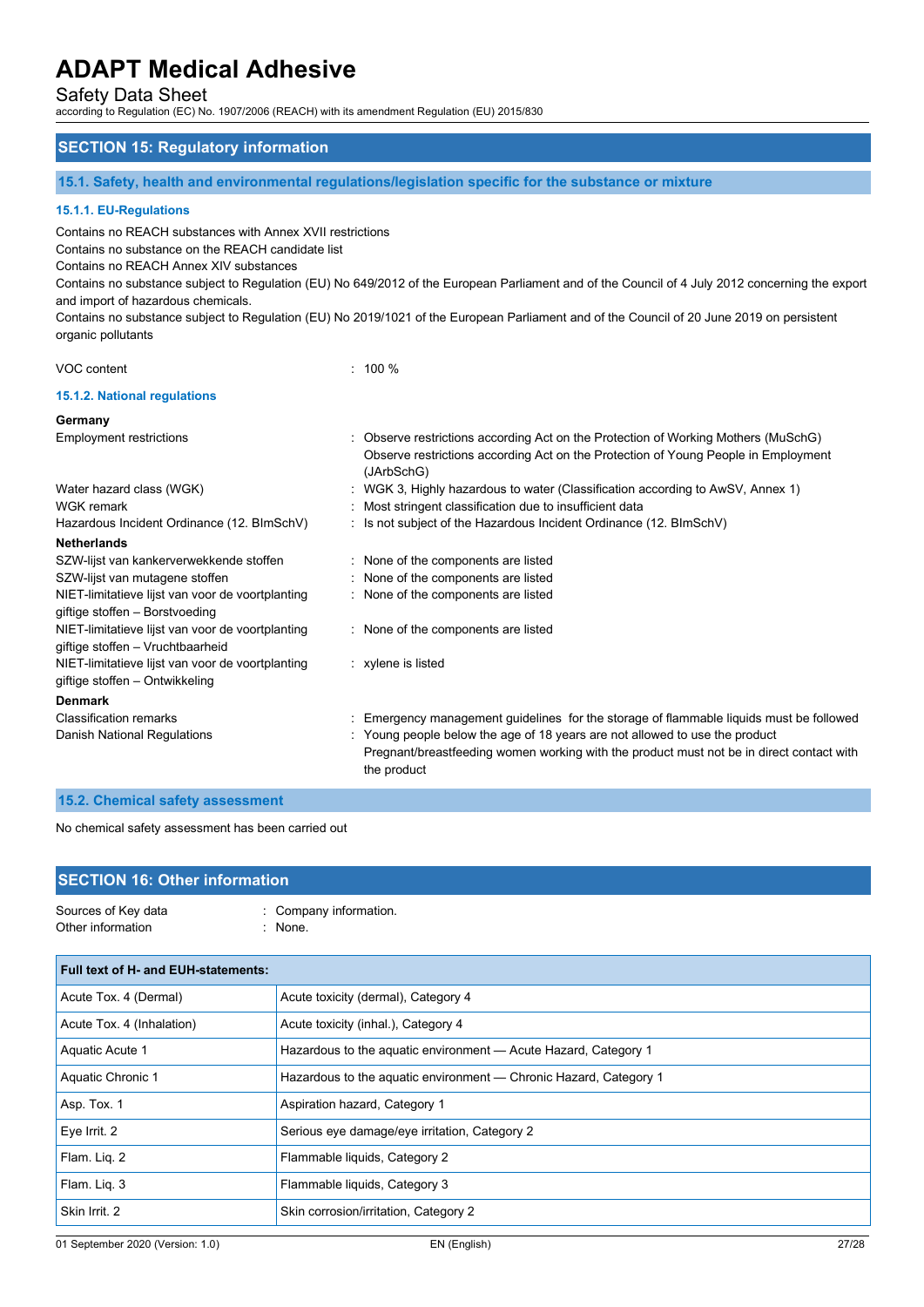## SECTION 15: Regulatory information

### 15.1. Safety, health and environmental regulations/legislation specific for the substance or mixture

#### 15.1.1. EU-Regulations

Contains no REACH substances with Annex XVII restrictions
Contains no substance on the REACH candidate list
Contains no REACH Annex XIV substances
Contains no substance subject to Regulation (EU) No 649/2012 of the European Parliament and of the Council of 4 July 2012 concerning the export and import of hazardous chemicals.
Contains no substance subject to Regulation (EU) No 2019/1021 of the European Parliament and of the Council of 20 June 2019 on persistent organic pollutants

VOC content : 100 %

#### 15.1.2. National regulations

**Germany**

Employment restrictions : Observe restrictions according Act on the Protection of Working Mothers (MuSchG)
Observe restrictions according Act on the Protection of Young People in Employment (JArbSchG)

Water hazard class (WGK) : WGK 3, Highly hazardous to water (Classification according to AwSV, Annex 1)

WGK remark : Most stringent classification due to insufficient data

Hazardous Incident Ordinance (12. BImSchV) : Is not subject of the Hazardous Incident Ordinance (12. BImSchV)

**Netherlands**

SZW-lijst van kankerverwekkende stoffen : None of the components are listed

SZW-lijst van mutagene stoffen : None of the components are listed

NIET-limitatieve lijst van voor de voortplanting giftige stoffen – Borstvoeding : None of the components are listed

NIET-limitatieve lijst van voor de voortplanting giftige stoffen – Vruchtbaarheid : None of the components are listed

NIET-limitatieve lijst van voor de voortplanting giftige stoffen – Ontwikkeling : xylene is listed

**Denmark**

Classification remarks : Emergency management guidelines for the storage of flammable liquids must be followed

Danish National Regulations : Young people below the age of 18 years are not allowed to use the product
Pregnant/breastfeeding women working with the product must not be in direct contact with the product

### 15.2. Chemical safety assessment

No chemical safety assessment has been carried out

## SECTION 16: Other information

Sources of Key data : Company information.

Other information : None.

| Full text of H- and EUH-statements: | |
|---|---|
| Acute Tox. 4 (Dermal) | Acute toxicity (dermal), Category 4 |
| Acute Tox. 4 (Inhalation) | Acute toxicity (inhal.), Category 4 |
| Aquatic Acute 1 | Hazardous to the aquatic environment — Acute Hazard, Category 1 |
| Aquatic Chronic 1 | Hazardous to the aquatic environment — Chronic Hazard, Category 1 |
| Asp. Tox. 1 | Aspiration hazard, Category 1 |
| Eye Irrit. 2 | Serious eye damage/eye irritation, Category 2 |
| Flam. Liq. 2 | Flammable liquids, Category 2 |
| Flam. Liq. 3 | Flammable liquids, Category 3 |
| Skin Irrit. 2 | Skin corrosion/irritation, Category 2 |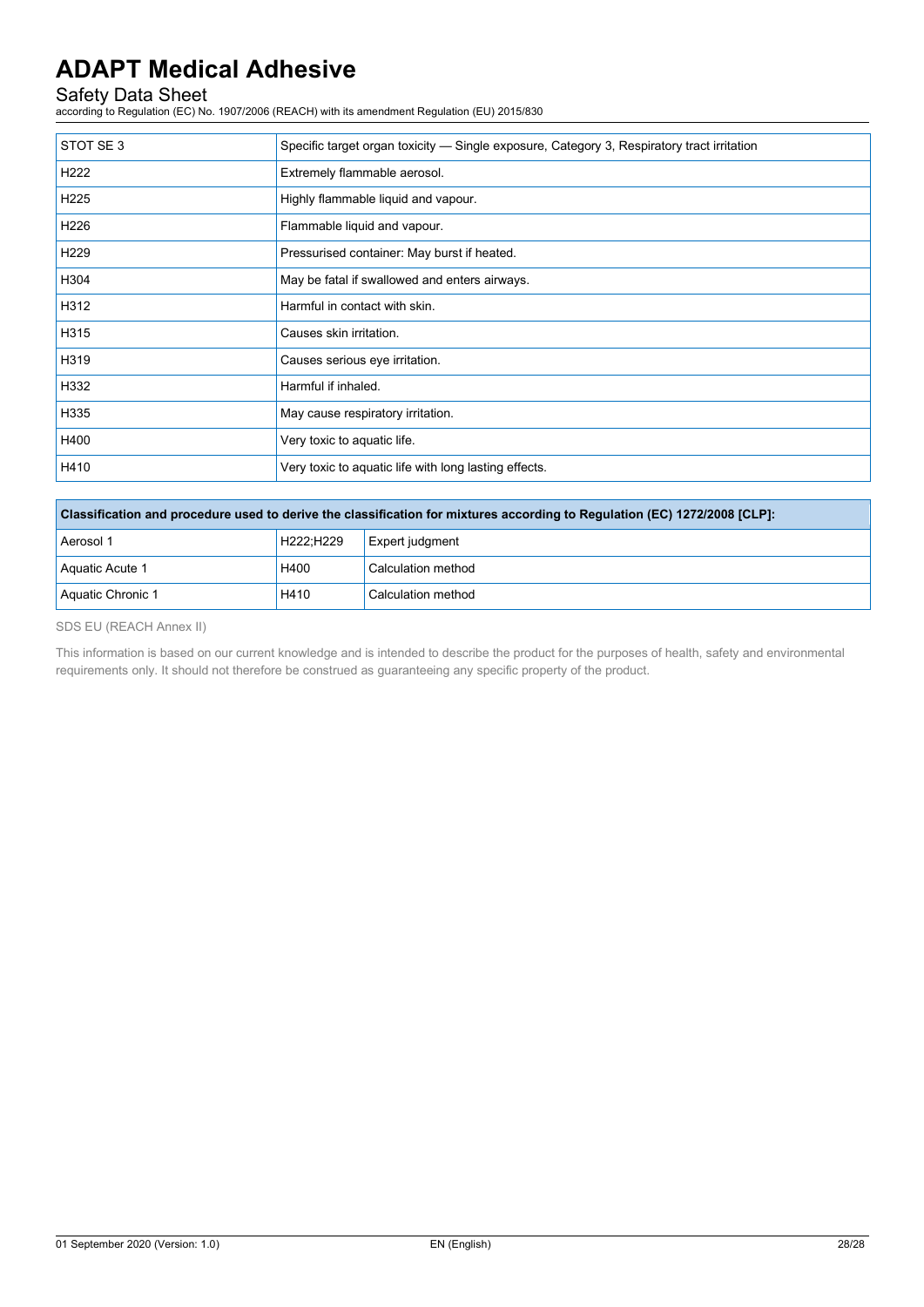| | |
|---|---|
| STOT SE 3 | Specific target organ toxicity — Single exposure, Category 3, Respiratory tract irritation |
| H222 | Extremely flammable aerosol. |
| H225 | Highly flammable liquid and vapour. |
| H226 | Flammable liquid and vapour. |
| H229 | Pressurised container: May burst if heated. |
| H304 | May be fatal if swallowed and enters airways. |
| H312 | Harmful in contact with skin. |
| H315 | Causes skin irritation. |
| H319 | Causes serious eye irritation. |
| H332 | Harmful if inhaled. |
| H335 | May cause respiratory irritation. |
| H400 | Very toxic to aquatic life. |
| H410 | Very toxic to aquatic life with long lasting effects. |

| Classification and procedure used to derive the classification for mixtures according to Regulation (EC) 1272/2008 [CLP]: | | |
|---|---|---|
| Aerosol 1 | H222;H229 | Expert judgment |
| Aquatic Acute 1 | H400 | Calculation method |
| Aquatic Chronic 1 | H410 | Calculation method |

SDS EU (REACH Annex II)

This information is based on our current knowledge and is intended to describe the product for the purposes of health, safety and environmental requirements only. It should not therefore be construed as guaranteeing any specific property of the product.